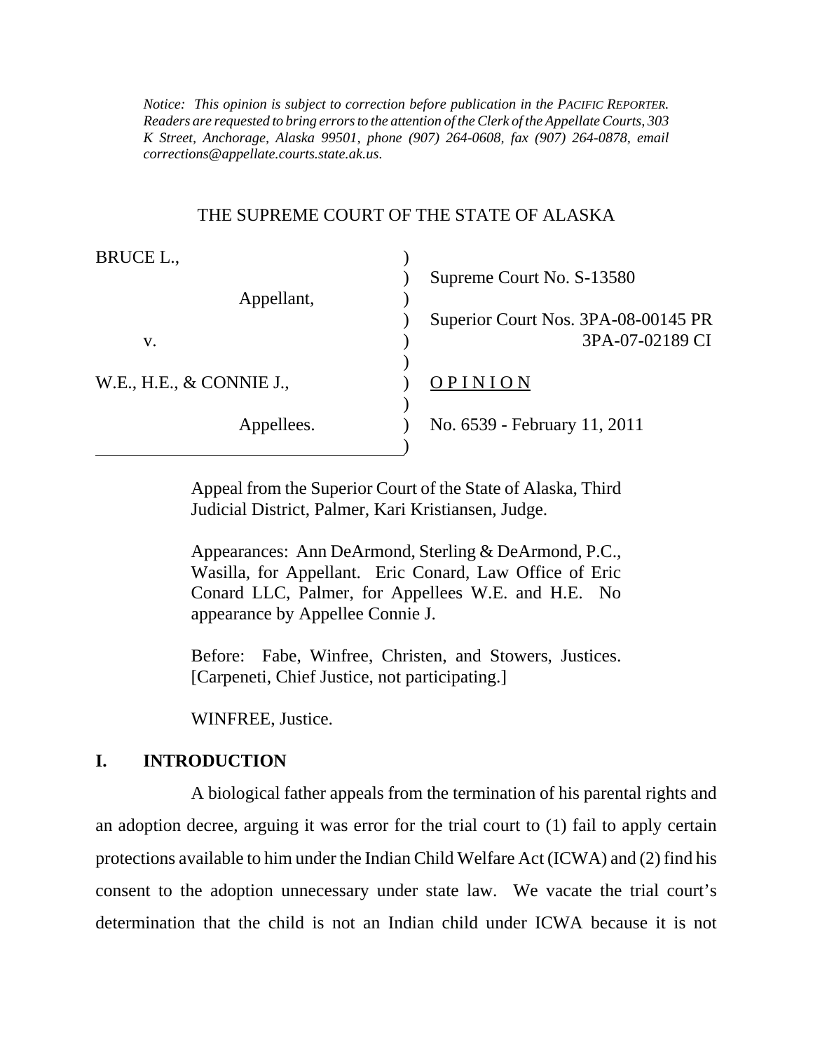*Notice: This opinion is subject to correction before publication in the PACIFIC REPORTER. Readers are requested to bring errors to the attention of the Clerk of the Appellate Courts, 303 K Street, Anchorage, Alaska 99501, phone (907) 264-0608, fax (907) 264-0878, email corrections@appellate.courts.state.ak.us.*

THE SUPREME COURT OF THE STATE OF ALASKA

| | |
|---|---|
| BRUCE L., | Supreme Court No. S-13580 |
| Appellant, | Superior Court Nos. 3PA-08-00145 PR 3PA-07-02189 CI |
| v. | |
| W.E., H.E., & CONNIE J., | OPINION |
| Appellees. | No. 6539 - February 11, 2011 |

Appeal from the Superior Court of the State of Alaska, Third Judicial District, Palmer, Kari Kristiansen, Judge.

Appearances: Ann DeArmond, Sterling & DeArmond, P.C., Wasilla, for Appellant. Eric Conard, Law Office of Eric Conard LLC, Palmer, for Appellees W.E. and H.E. No appearance by Appellee Connie J.

Before: Fabe, Winfree, Christen, and Stowers, Justices. [Carpeneti, Chief Justice, not participating.]

WINFREE, Justice.

## I. INTRODUCTION

A biological father appeals from the termination of his parental rights and an adoption decree, arguing it was error for the trial court to (1) fail to apply certain protections available to him under the Indian Child Welfare Act (ICWA) and (2) find his consent to the adoption unnecessary under state law. We vacate the trial court's determination that the child is not an Indian child under ICWA because it is not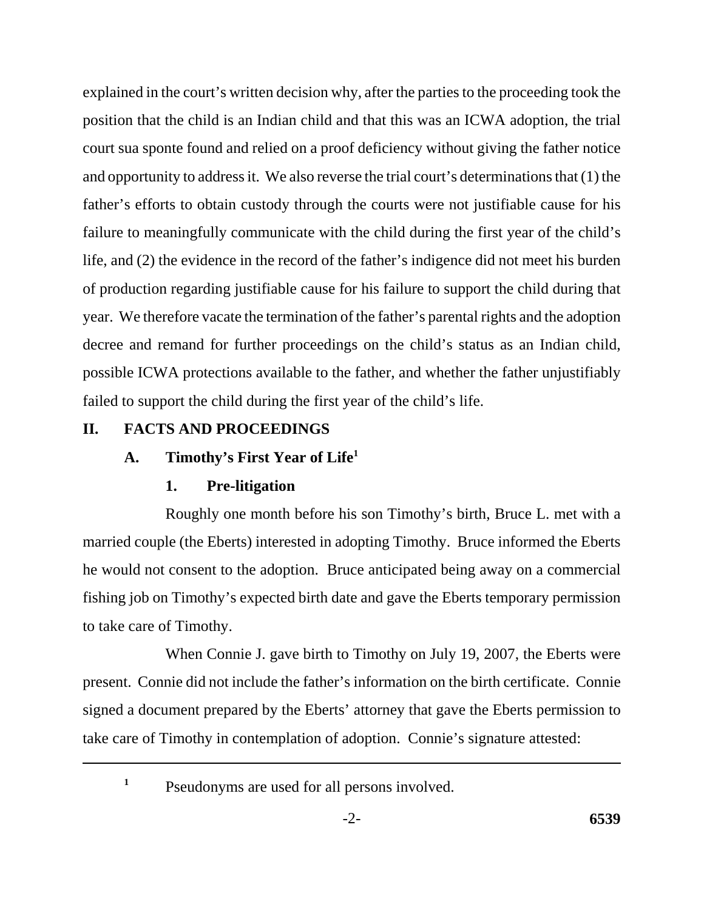explained in the court's written decision why, after the parties to the proceeding took the position that the child is an Indian child and that this was an ICWA adoption, the trial court sua sponte found and relied on a proof deficiency without giving the father notice and opportunity to address it. We also reverse the trial court's determinations that (1) the father's efforts to obtain custody through the courts were not justifiable cause for his failure to meaningfully communicate with the child during the first year of the child's life, and (2) the evidence in the record of the father's indigence did not meet his burden of production regarding justifiable cause for his failure to support the child during that year. We therefore vacate the termination of the father's parental rights and the adoption decree and remand for further proceedings on the child's status as an Indian child, possible ICWA protections available to the father, and whether the father unjustifiably failed to support the child during the first year of the child's life.

## II. FACTS AND PROCEEDINGS

### A. Timothy's First Year of Life[1]

#### 1. Pre-litigation

Roughly one month before his son Timothy's birth, Bruce L. met with a married couple (the Eberts) interested in adopting Timothy. Bruce informed the Eberts he would not consent to the adoption. Bruce anticipated being away on a commercial fishing job on Timothy's expected birth date and gave the Eberts temporary permission to take care of Timothy.

When Connie J. gave birth to Timothy on July 19, 2007, the Eberts were present. Connie did not include the father's information on the birth certificate. Connie signed a document prepared by the Eberts' attorney that gave the Eberts permission to take care of Timothy in contemplation of adoption. Connie's signature attested:

---

[1] Pseudonyms are used for all persons involved.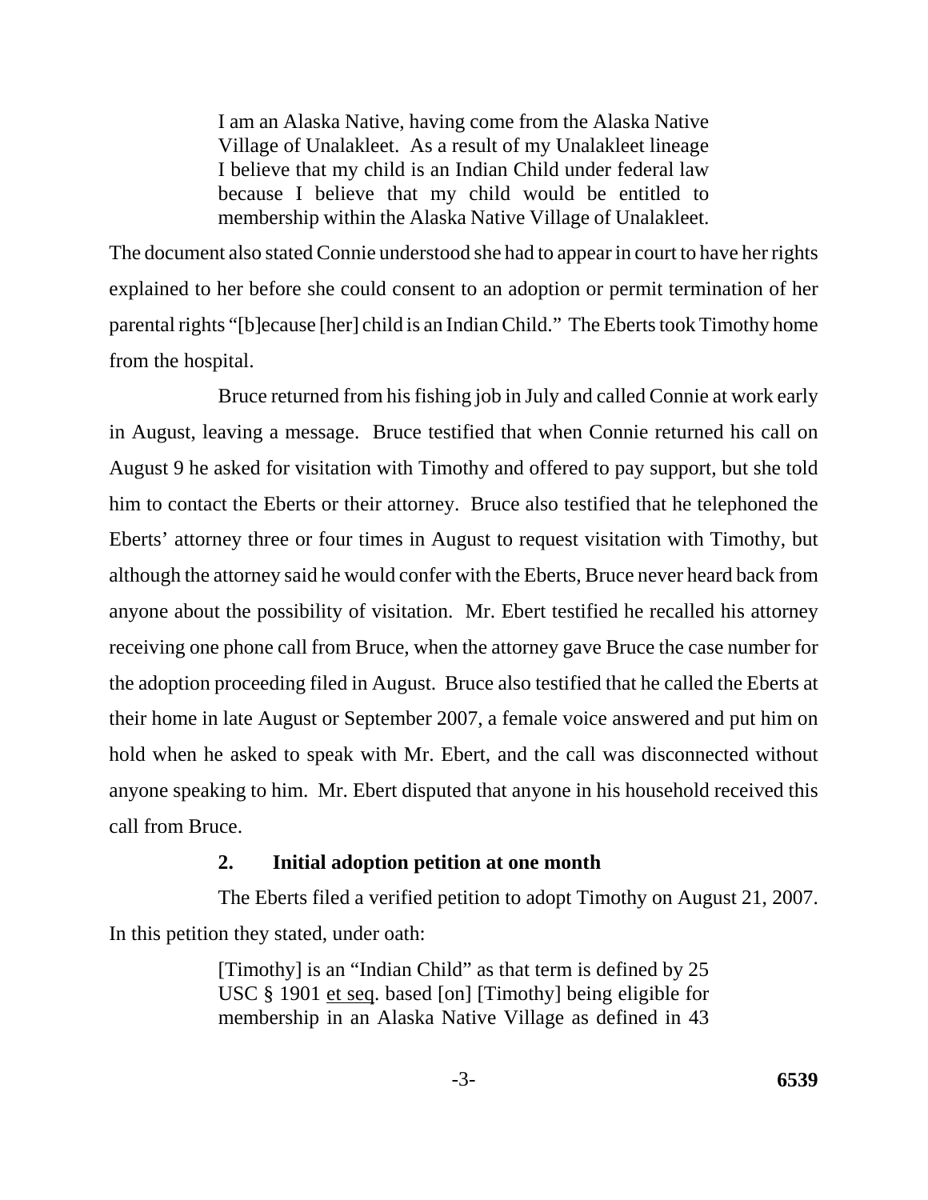> I am an Alaska Native, having come from the Alaska Native Village of Unalakleet. As a result of my Unalakleet lineage I believe that my child is an Indian Child under federal law because I believe that my child would be entitled to membership within the Alaska Native Village of Unalakleet.

The document also stated Connie understood she had to appear in court to have her rights explained to her before she could consent to an adoption or permit termination of her parental rights "[b]ecause [her] child is an Indian Child." The Eberts took Timothy home from the hospital.

Bruce returned from his fishing job in July and called Connie at work early in August, leaving a message. Bruce testified that when Connie returned his call on August 9 he asked for visitation with Timothy and offered to pay support, but she told him to contact the Eberts or their attorney. Bruce also testified that he telephoned the Eberts' attorney three or four times in August to request visitation with Timothy, but although the attorney said he would confer with the Eberts, Bruce never heard back from anyone about the possibility of visitation. Mr. Ebert testified he recalled his attorney receiving one phone call from Bruce, when the attorney gave Bruce the case number for the adoption proceeding filed in August. Bruce also testified that he called the Eberts at their home in late August or September 2007, a female voice answered and put him on hold when he asked to speak with Mr. Ebert, and the call was disconnected without anyone speaking to him. Mr. Ebert disputed that anyone in his household received this call from Bruce.

### 2. Initial adoption petition at one month

The Eberts filed a verified petition to adopt Timothy on August 21, 2007. In this petition they stated, under oath:

> [Timothy] is an "Indian Child" as that term is defined by 25 USC § 1901 et seq. based [on] [Timothy] being eligible for membership in an Alaska Native Village as defined in 43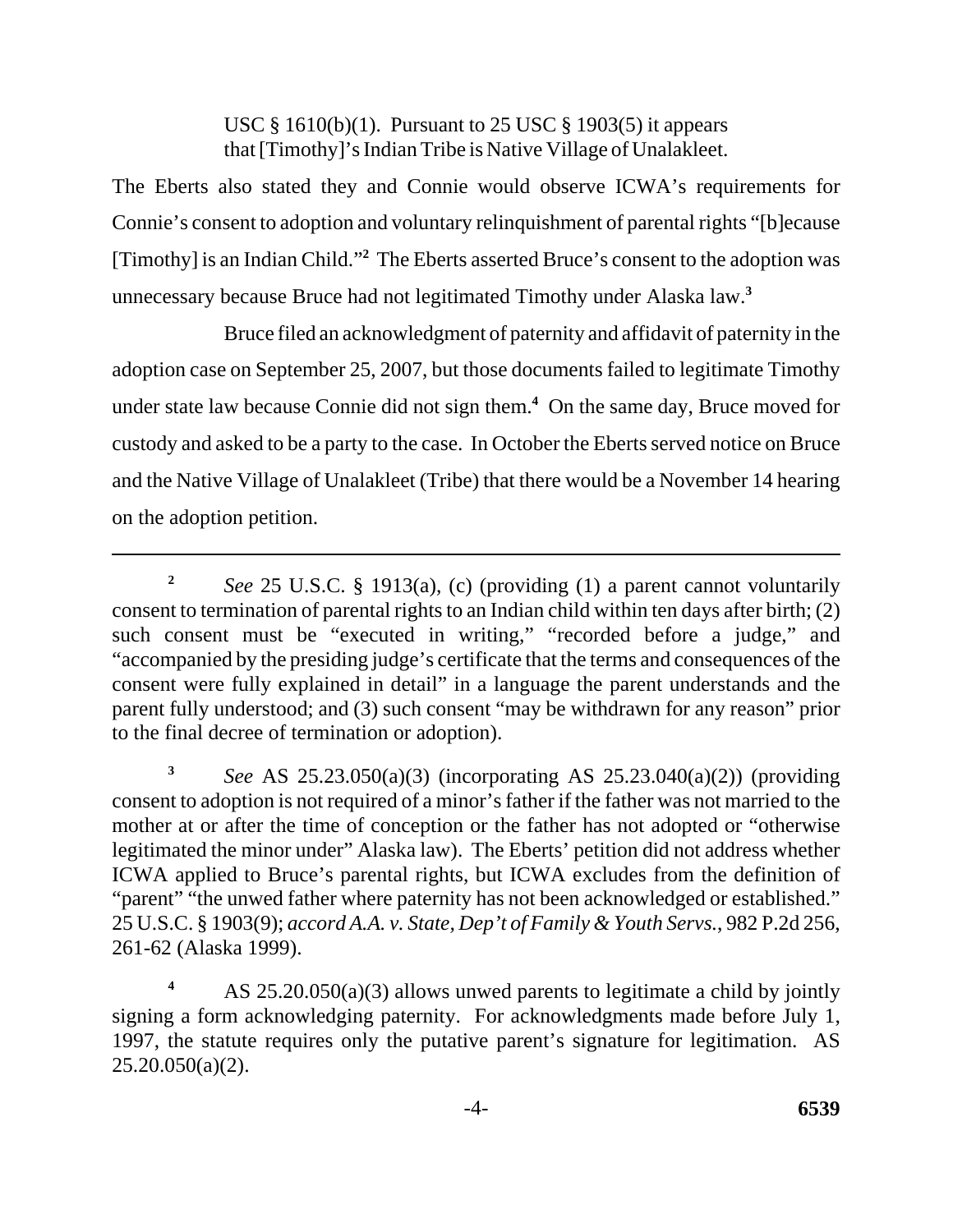USC § 1610(b)(1). Pursuant to 25 USC § 1903(5) it appears that [Timothy]'s Indian Tribe is Native Village of Unalakleet.

The Eberts also stated they and Connie would observe ICWA's requirements for Connie's consent to adoption and voluntary relinquishment of parental rights "[b]ecause [Timothy] is an Indian Child."[2] The Eberts asserted Bruce's consent to the adoption was unnecessary because Bruce had not legitimated Timothy under Alaska law.[3]

Bruce filed an acknowledgment of paternity and affidavit of paternity in the adoption case on September 25, 2007, but those documents failed to legitimate Timothy under state law because Connie did not sign them.[4] On the same day, Bruce moved for custody and asked to be a party to the case. In October the Eberts served notice on Bruce and the Native Village of Unalakleet (Tribe) that there would be a November 14 hearing on the adoption petition.

---

[2] *See* 25 U.S.C. § 1913(a), (c) (providing (1) a parent cannot voluntarily consent to termination of parental rights to an Indian child within ten days after birth; (2) such consent must be "executed in writing," "recorded before a judge," and "accompanied by the presiding judge's certificate that the terms and consequences of the consent were fully explained in detail" in a language the parent understands and the parent fully understood; and (3) such consent "may be withdrawn for any reason" prior to the final decree of termination or adoption).

[3] *See* AS 25.23.050(a)(3) (incorporating AS 25.23.040(a)(2)) (providing consent to adoption is not required of a minor's father if the father was not married to the mother at or after the time of conception or the father has not adopted or "otherwise legitimated the minor under" Alaska law). The Eberts' petition did not address whether ICWA applied to Bruce's parental rights, but ICWA excludes from the definition of "parent" "the unwed father where paternity has not been acknowledged or established." 25 U.S.C. § 1903(9); *accord A.A. v. State, Dep't of Family & Youth Servs.*, 982 P.2d 256, 261-62 (Alaska 1999).

[4] AS 25.20.050(a)(3) allows unwed parents to legitimate a child by jointly signing a form acknowledging paternity. For acknowledgments made before July 1, 1997, the statute requires only the putative parent's signature for legitimation. AS 25.20.050(a)(2).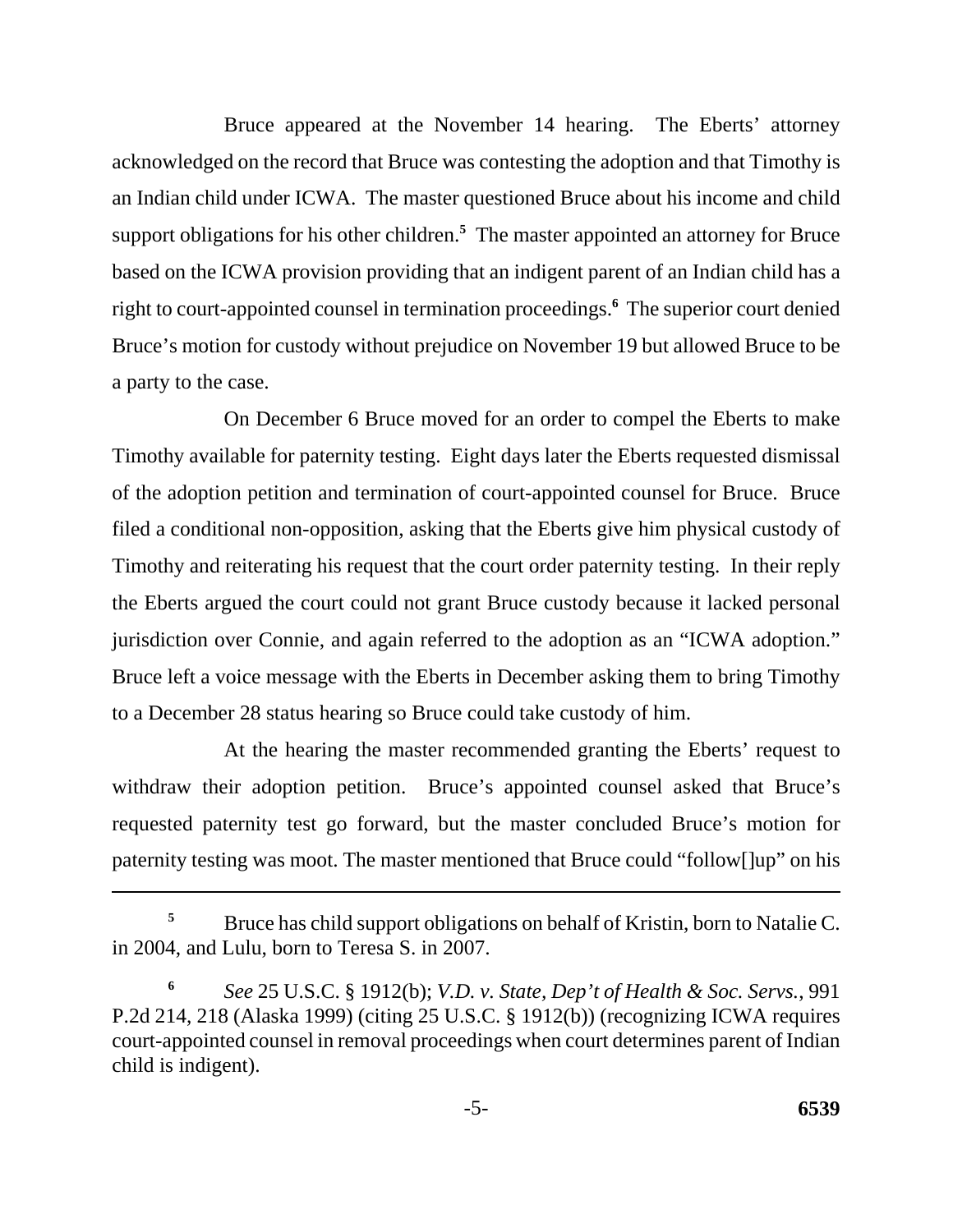Bruce appeared at the November 14 hearing. The Eberts' attorney acknowledged on the record that Bruce was contesting the adoption and that Timothy is an Indian child under ICWA. The master questioned Bruce about his income and child support obligations for his other children.[5] The master appointed an attorney for Bruce based on the ICWA provision providing that an indigent parent of an Indian child has a right to court-appointed counsel in termination proceedings.[6] The superior court denied Bruce's motion for custody without prejudice on November 19 but allowed Bruce to be a party to the case.

On December 6 Bruce moved for an order to compel the Eberts to make Timothy available for paternity testing. Eight days later the Eberts requested dismissal of the adoption petition and termination of court-appointed counsel for Bruce. Bruce filed a conditional non-opposition, asking that the Eberts give him physical custody of Timothy and reiterating his request that the court order paternity testing. In their reply the Eberts argued the court could not grant Bruce custody because it lacked personal jurisdiction over Connie, and again referred to the adoption as an "ICWA adoption." Bruce left a voice message with the Eberts in December asking them to bring Timothy to a December 28 status hearing so Bruce could take custody of him.

At the hearing the master recommended granting the Eberts' request to withdraw their adoption petition. Bruce's appointed counsel asked that Bruce's requested paternity test go forward, but the master concluded Bruce's motion for paternity testing was moot. The master mentioned that Bruce could "follow[]up" on his

---

[5] Bruce has child support obligations on behalf of Kristin, born to Natalie C. in 2004, and Lulu, born to Teresa S. in 2007.

[6] *See* 25 U.S.C. § 1912(b); *V.D. v. State, Dep't of Health & Soc. Servs.*, 991 P.2d 214, 218 (Alaska 1999) (citing 25 U.S.C. § 1912(b)) (recognizing ICWA requires court-appointed counsel in removal proceedings when court determines parent of Indian child is indigent).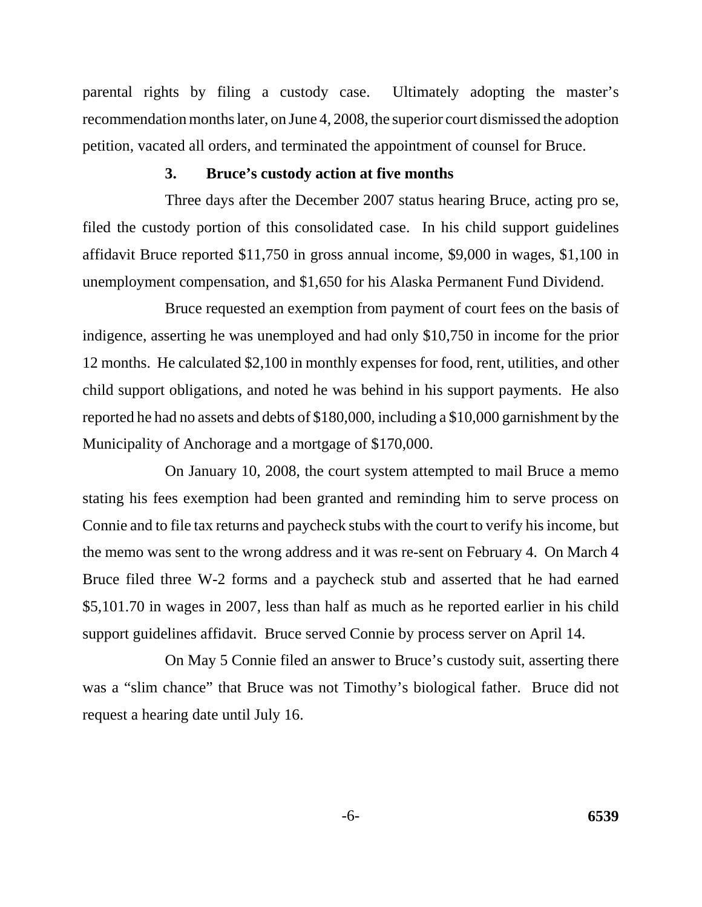parental rights by filing a custody case. Ultimately adopting the master's recommendation months later, on June 4, 2008, the superior court dismissed the adoption petition, vacated all orders, and terminated the appointment of counsel for Bruce.

### 3. Bruce's custody action at five months

Three days after the December 2007 status hearing Bruce, acting pro se, filed the custody portion of this consolidated case. In his child support guidelines affidavit Bruce reported $11,750 in gross annual income, $9,000 in wages, $1,100 in unemployment compensation, and $1,650 for his Alaska Permanent Fund Dividend.

Bruce requested an exemption from payment of court fees on the basis of indigence, asserting he was unemployed and had only $10,750 in income for the prior 12 months. He calculated $2,100 in monthly expenses for food, rent, utilities, and other child support obligations, and noted he was behind in his support payments. He also reported he had no assets and debts of $180,000, including a $10,000 garnishment by the Municipality of Anchorage and a mortgage of $170,000.

On January 10, 2008, the court system attempted to mail Bruce a memo stating his fees exemption had been granted and reminding him to serve process on Connie and to file tax returns and paycheck stubs with the court to verify his income, but the memo was sent to the wrong address and it was re-sent on February 4. On March 4 Bruce filed three W-2 forms and a paycheck stub and asserted that he had earned $5,101.70 in wages in 2007, less than half as much as he reported earlier in his child support guidelines affidavit. Bruce served Connie by process server on April 14.

On May 5 Connie filed an answer to Bruce's custody suit, asserting there was a "slim chance" that Bruce was not Timothy's biological father. Bruce did not request a hearing date until July 16.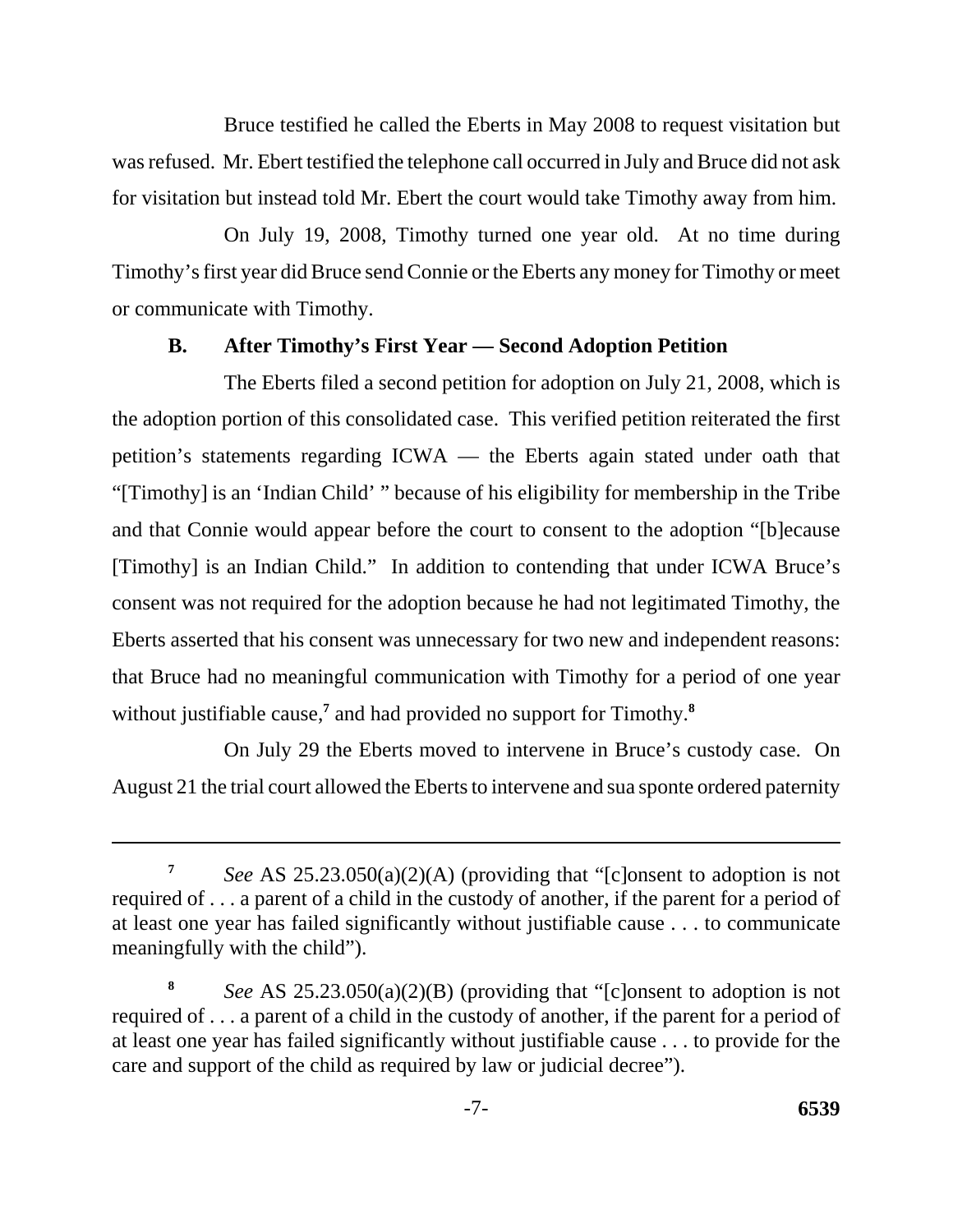Bruce testified he called the Eberts in May 2008 to request visitation but was refused. Mr. Ebert testified the telephone call occurred in July and Bruce did not ask for visitation but instead told Mr. Ebert the court would take Timothy away from him.

On July 19, 2008, Timothy turned one year old. At no time during Timothy's first year did Bruce send Connie or the Eberts any money for Timothy or meet or communicate with Timothy.

### B. After Timothy's First Year — Second Adoption Petition

The Eberts filed a second petition for adoption on July 21, 2008, which is the adoption portion of this consolidated case. This verified petition reiterated the first petition's statements regarding ICWA — the Eberts again stated under oath that "[Timothy] is an 'Indian Child' " because of his eligibility for membership in the Tribe and that Connie would appear before the court to consent to the adoption "[b]ecause [Timothy] is an Indian Child." In addition to contending that under ICWA Bruce's consent was not required for the adoption because he had not legitimated Timothy, the Eberts asserted that his consent was unnecessary for two new and independent reasons: that Bruce had no meaningful communication with Timothy for a period of one year without justifiable cause,[7] and had provided no support for Timothy.[8]

On July 29 the Eberts moved to intervene in Bruce's custody case. On August 21 the trial court allowed the Eberts to intervene and sua sponte ordered paternity

---

[7] *See* AS 25.23.050(a)(2)(A) (providing that "[c]onsent to adoption is not required of . . . a parent of a child in the custody of another, if the parent for a period of at least one year has failed significantly without justifiable cause . . . to communicate meaningfully with the child").

[8] *See* AS 25.23.050(a)(2)(B) (providing that "[c]onsent to adoption is not required of . . . a parent of a child in the custody of another, if the parent for a period of at least one year has failed significantly without justifiable cause . . . to provide for the care and support of the child as required by law or judicial decree").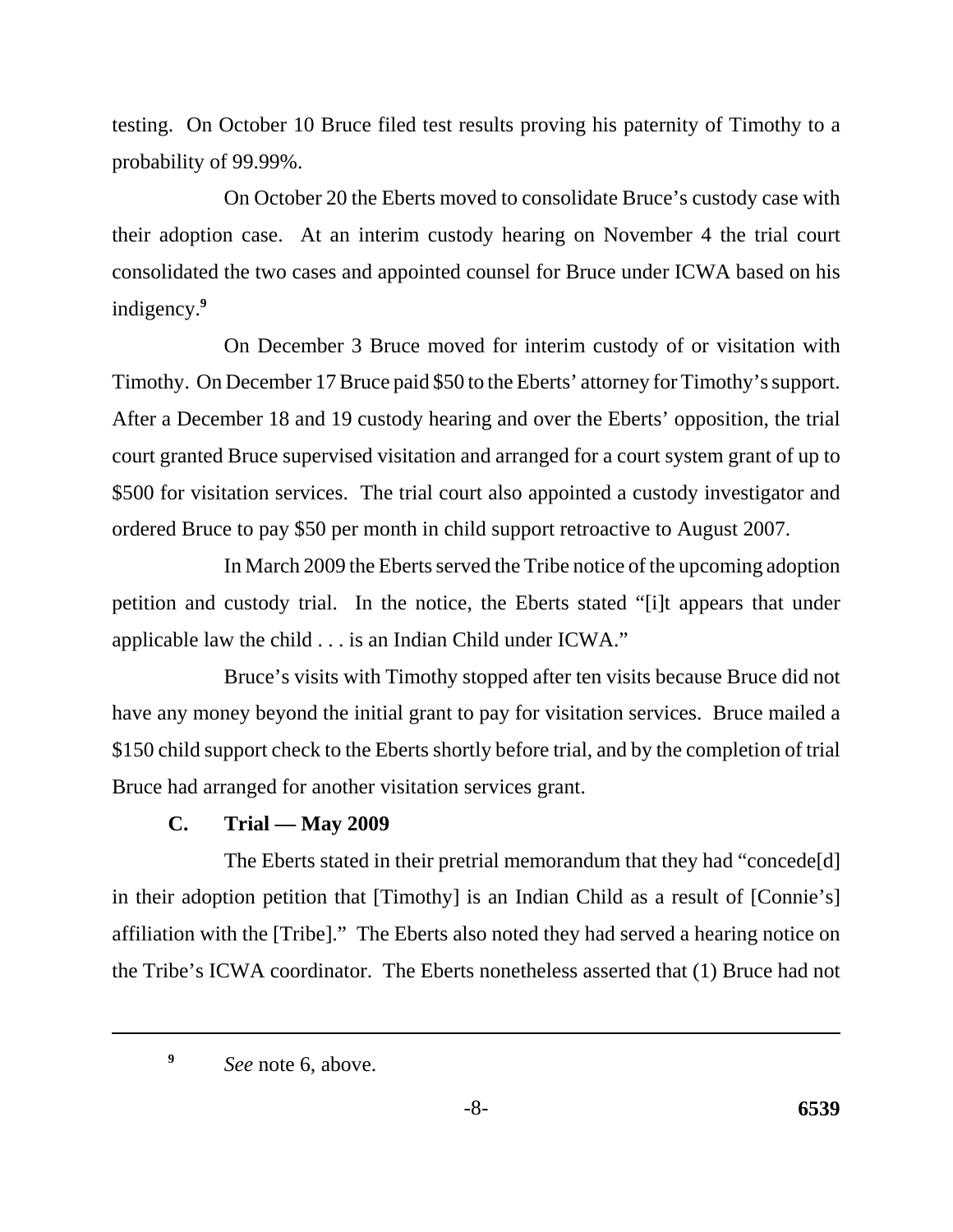testing. On October 10 Bruce filed test results proving his paternity of Timothy to a probability of 99.99%.

On October 20 the Eberts moved to consolidate Bruce's custody case with their adoption case. At an interim custody hearing on November 4 the trial court consolidated the two cases and appointed counsel for Bruce under ICWA based on his indigency.[9]

On December 3 Bruce moved for interim custody of or visitation with Timothy. On December 17 Bruce paid $50 to the Eberts' attorney for Timothy's support. After a December 18 and 19 custody hearing and over the Eberts' opposition, the trial court granted Bruce supervised visitation and arranged for a court system grant of up to $500 for visitation services. The trial court also appointed a custody investigator and ordered Bruce to pay $50 per month in child support retroactive to August 2007.

In March 2009 the Eberts served the Tribe notice of the upcoming adoption petition and custody trial. In the notice, the Eberts stated "[i]t appears that under applicable law the child . . . is an Indian Child under ICWA."

Bruce's visits with Timothy stopped after ten visits because Bruce did not have any money beyond the initial grant to pay for visitation services. Bruce mailed a $150 child support check to the Eberts shortly before trial, and by the completion of trial Bruce had arranged for another visitation services grant.

### C. Trial — May 2009

The Eberts stated in their pretrial memorandum that they had "concede[d] in their adoption petition that [Timothy] is an Indian Child as a result of [Connie's] affiliation with the [Tribe]." The Eberts also noted they had served a hearing notice on the Tribe's ICWA coordinator. The Eberts nonetheless asserted that (1) Bruce had not

---

[9] *See* note 6, above.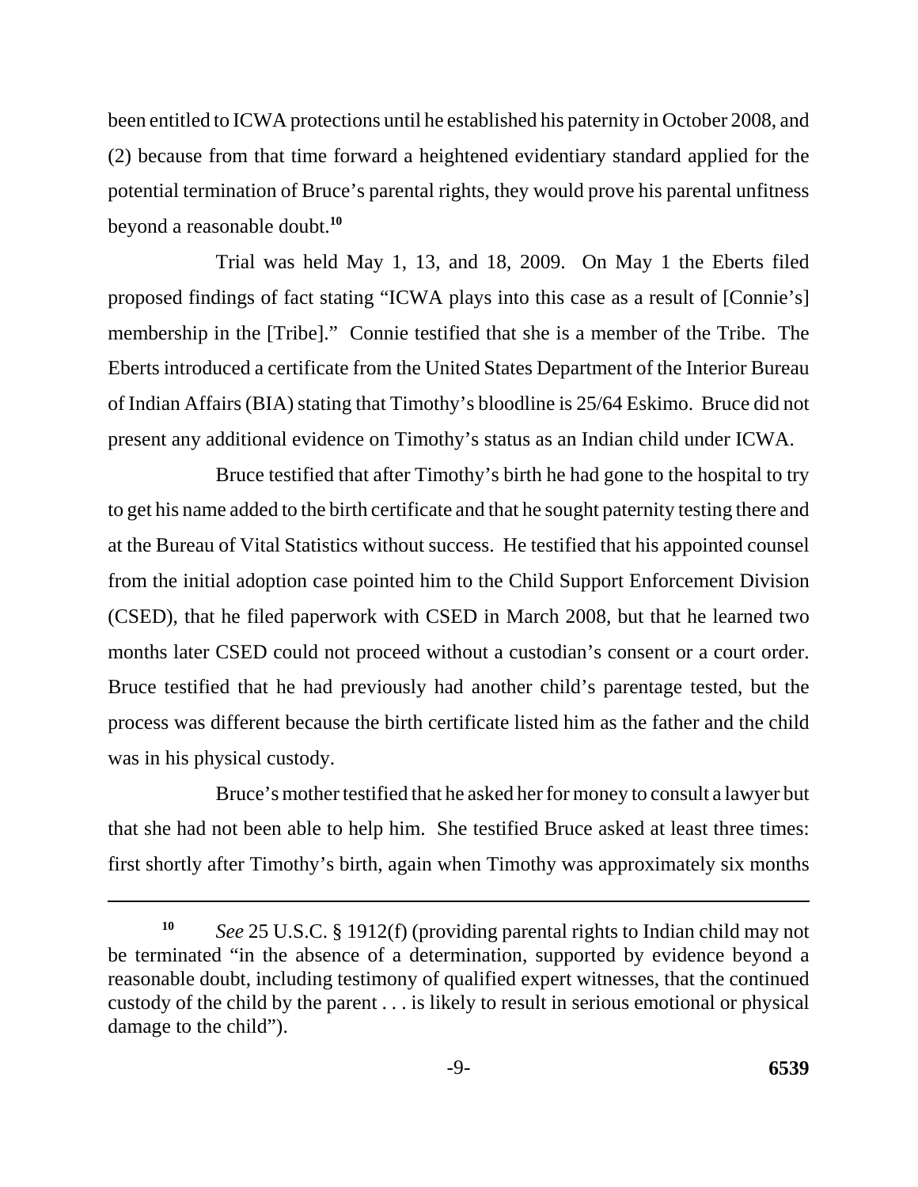been entitled to ICWA protections until he established his paternity in October 2008, and (2) because from that time forward a heightened evidentiary standard applied for the potential termination of Bruce's parental rights, they would prove his parental unfitness beyond a reasonable doubt.[10]

Trial was held May 1, 13, and 18, 2009. On May 1 the Eberts filed proposed findings of fact stating "ICWA plays into this case as a result of [Connie's] membership in the [Tribe]." Connie testified that she is a member of the Tribe. The Eberts introduced a certificate from the United States Department of the Interior Bureau of Indian Affairs (BIA) stating that Timothy's bloodline is 25/64 Eskimo. Bruce did not present any additional evidence on Timothy's status as an Indian child under ICWA.

Bruce testified that after Timothy's birth he had gone to the hospital to try to get his name added to the birth certificate and that he sought paternity testing there and at the Bureau of Vital Statistics without success. He testified that his appointed counsel from the initial adoption case pointed him to the Child Support Enforcement Division (CSED), that he filed paperwork with CSED in March 2008, but that he learned two months later CSED could not proceed without a custodian's consent or a court order. Bruce testified that he had previously had another child's parentage tested, but the process was different because the birth certificate listed him as the father and the child was in his physical custody.

Bruce's mother testified that he asked her for money to consult a lawyer but that she had not been able to help him. She testified Bruce asked at least three times: first shortly after Timothy's birth, again when Timothy was approximately six months

---

[10] *See* 25 U.S.C. § 1912(f) (providing parental rights to Indian child may not be terminated "in the absence of a determination, supported by evidence beyond a reasonable doubt, including testimony of qualified expert witnesses, that the continued custody of the child by the parent . . . is likely to result in serious emotional or physical damage to the child").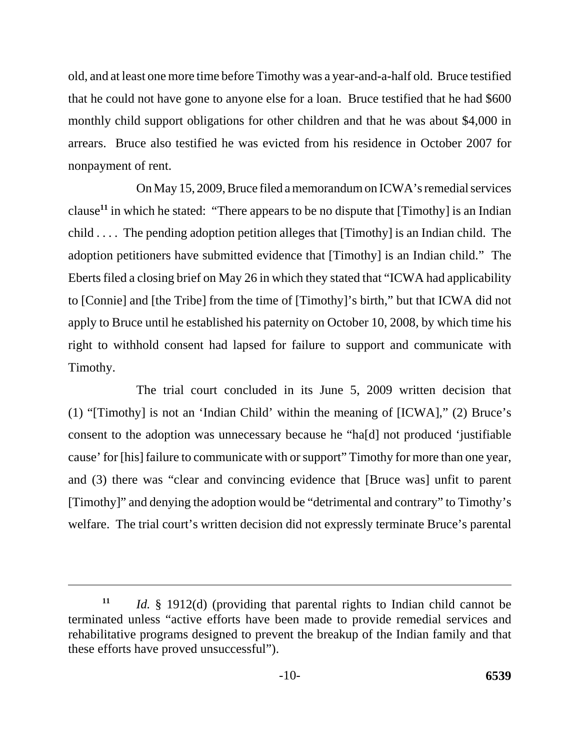old, and at least one more time before Timothy was a year-and-a-half old. Bruce testified that he could not have gone to anyone else for a loan. Bruce testified that he had $600 monthly child support obligations for other children and that he was about $4,000 in arrears. Bruce also testified he was evicted from his residence in October 2007 for nonpayment of rent.

On May 15, 2009, Bruce filed a memorandum on ICWA's remedial services clause[11] in which he stated: "There appears to be no dispute that [Timothy] is an Indian child . . . . The pending adoption petition alleges that [Timothy] is an Indian child. The adoption petitioners have submitted evidence that [Timothy] is an Indian child." The Eberts filed a closing brief on May 26 in which they stated that "ICWA had applicability to [Connie] and [the Tribe] from the time of [Timothy]'s birth," but that ICWA did not apply to Bruce until he established his paternity on October 10, 2008, by which time his right to withhold consent had lapsed for failure to support and communicate with Timothy.

The trial court concluded in its June 5, 2009 written decision that (1) "[Timothy] is not an 'Indian Child' within the meaning of [ICWA]," (2) Bruce's consent to the adoption was unnecessary because he "ha[d] not produced 'justifiable cause' for [his] failure to communicate with or support" Timothy for more than one year, and (3) there was "clear and convincing evidence that [Bruce was] unfit to parent [Timothy]" and denying the adoption would be "detrimental and contrary" to Timothy's welfare. The trial court's written decision did not expressly terminate Bruce's parental

---

[11] *Id.* § 1912(d) (providing that parental rights to Indian child cannot be terminated unless "active efforts have been made to provide remedial services and rehabilitative programs designed to prevent the breakup of the Indian family and that these efforts have proved unsuccessful").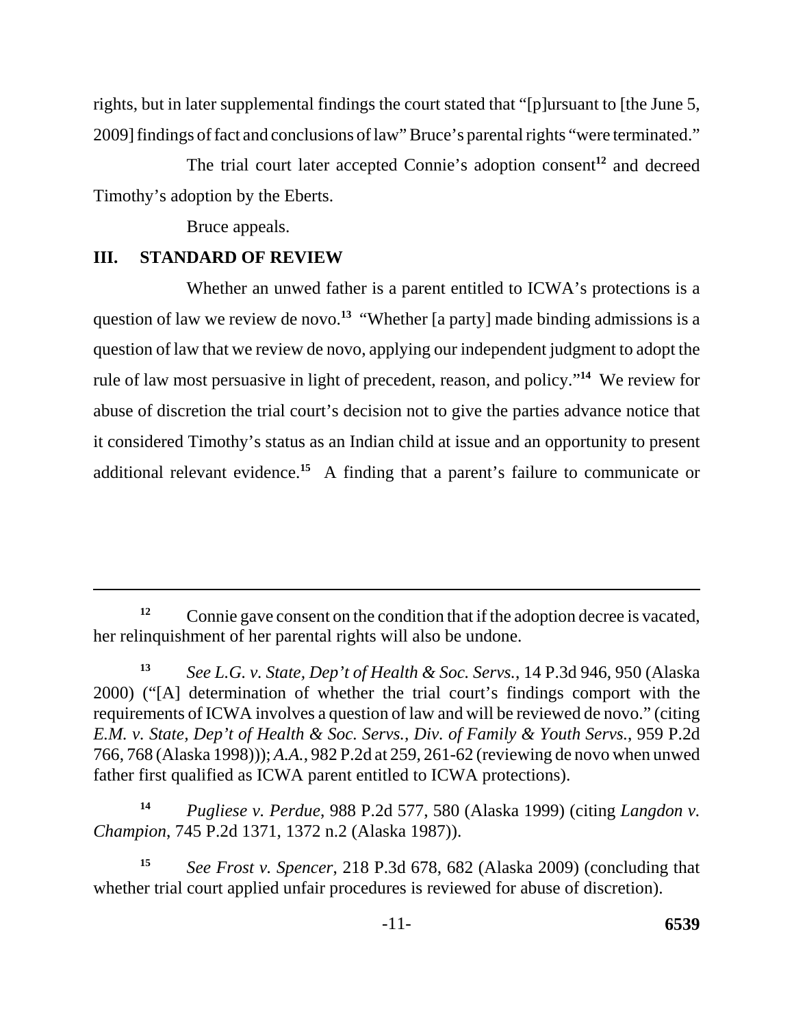rights, but in later supplemental findings the court stated that "[p]ursuant to [the June 5, 2009] findings of fact and conclusions of law" Bruce's parental rights "were terminated."

The trial court later accepted Connie's adoption consent[12] and decreed Timothy's adoption by the Eberts.

Bruce appeals.

## III. STANDARD OF REVIEW

Whether an unwed father is a parent entitled to ICWA's protections is a question of law we review de novo.[13] "Whether [a party] made binding admissions is a question of law that we review de novo, applying our independent judgment to adopt the rule of law most persuasive in light of precedent, reason, and policy."[14] We review for abuse of discretion the trial court's decision not to give the parties advance notice that it considered Timothy's status as an Indian child at issue and an opportunity to present additional relevant evidence.[15] A finding that a parent's failure to communicate or

---

[12] Connie gave consent on the condition that if the adoption decree is vacated, her relinquishment of her parental rights will also be undone.

[13] *See L.G. v. State, Dep't of Health & Soc. Servs.*, 14 P.3d 946, 950 (Alaska 2000) ("[A] determination of whether the trial court's findings comport with the requirements of ICWA involves a question of law and will be reviewed de novo." (citing *E.M. v. State, Dep't of Health & Soc. Servs., Div. of Family & Youth Servs.*, 959 P.2d 766, 768 (Alaska 1998))); *A.A.*, 982 P.2d at 259, 261-62 (reviewing de novo when unwed father first qualified as ICWA parent entitled to ICWA protections).

[14] *Pugliese v. Perdue*, 988 P.2d 577, 580 (Alaska 1999) (citing *Langdon v. Champion*, 745 P.2d 1371, 1372 n.2 (Alaska 1987)).

[15] *See Frost v. Spencer*, 218 P.3d 678, 682 (Alaska 2009) (concluding that whether trial court applied unfair procedures is reviewed for abuse of discretion).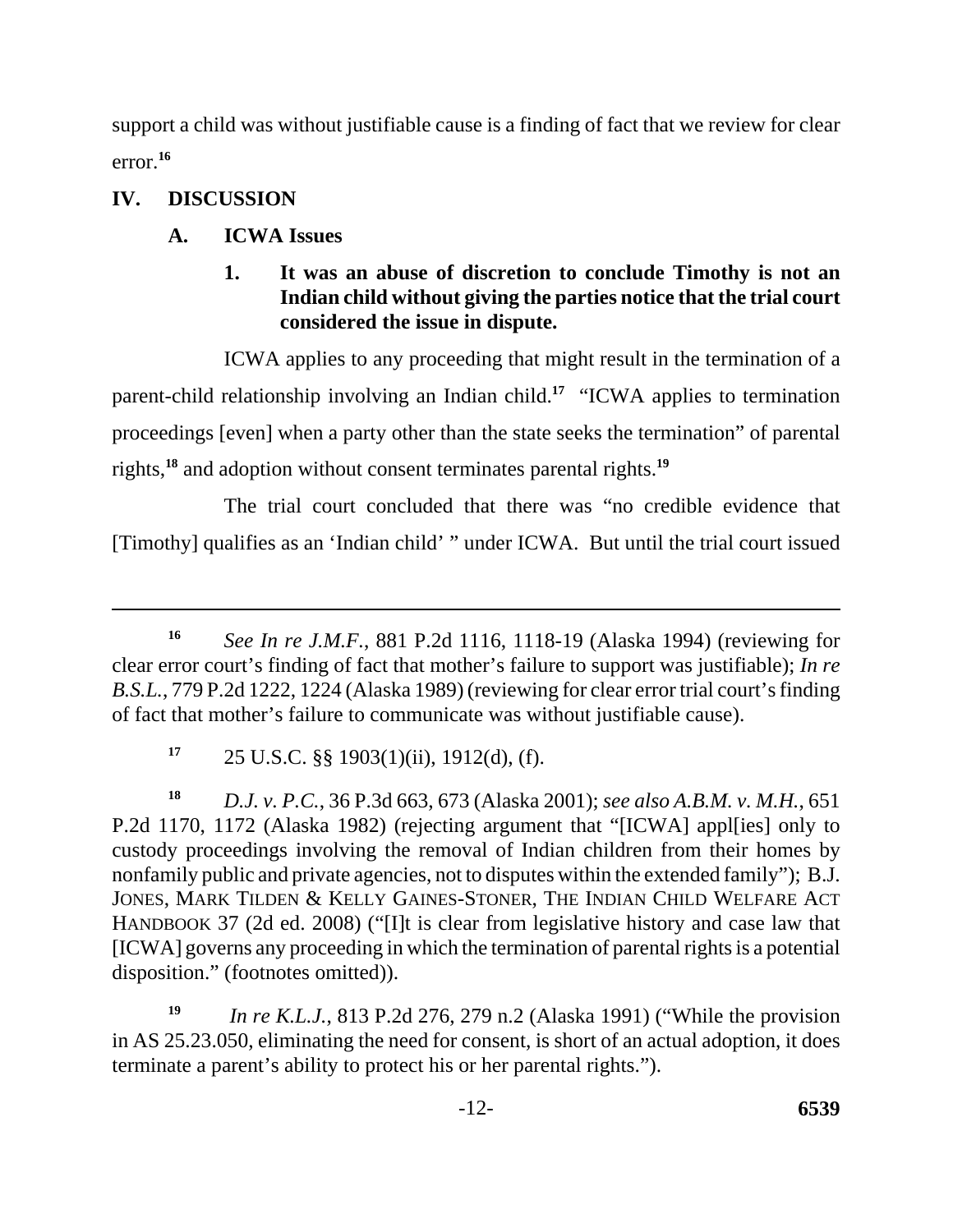support a child was without justifiable cause is a finding of fact that we review for clear error.[16]

## IV. DISCUSSION

### A. ICWA Issues

#### 1. It was an abuse of discretion to conclude Timothy is not an Indian child without giving the parties notice that the trial court considered the issue in dispute.

ICWA applies to any proceeding that might result in the termination of a parent-child relationship involving an Indian child.[17] "ICWA applies to termination proceedings [even] when a party other than the state seeks the termination" of parental rights,[18] and adoption without consent terminates parental rights.[19]

The trial court concluded that there was "no credible evidence that [Timothy] qualifies as an 'Indian child' " under ICWA. But until the trial court issued

---

[16] *See In re J.M.F.*, 881 P.2d 1116, 1118-19 (Alaska 1994) (reviewing for clear error court's finding of fact that mother's failure to support was justifiable); *In re B.S.L.*, 779 P.2d 1222, 1224 (Alaska 1989) (reviewing for clear error trial court's finding of fact that mother's failure to communicate was without justifiable cause).

[17] 25 U.S.C. §§ 1903(1)(ii), 1912(d), (f).

[18] *D.J. v. P.C.*, 36 P.3d 663, 673 (Alaska 2001); *see also A.B.M. v. M.H.*, 651 P.2d 1170, 1172 (Alaska 1982) (rejecting argument that "[ICWA] appl[ies] only to custody proceedings involving the removal of Indian children from their homes by nonfamily public and private agencies, not to disputes within the extended family"); B.J. JONES, MARK TILDEN & KELLY GAINES-STONER, THE INDIAN CHILD WELFARE ACT HANDBOOK 37 (2d ed. 2008) ("[I]t is clear from legislative history and case law that [ICWA] governs any proceeding in which the termination of parental rights is a potential disposition." (footnotes omitted)).

[19] *In re K.L.J.*, 813 P.2d 276, 279 n.2 (Alaska 1991) ("While the provision in AS 25.23.050, eliminating the need for consent, is short of an actual adoption, it does terminate a parent's ability to protect his or her parental rights.").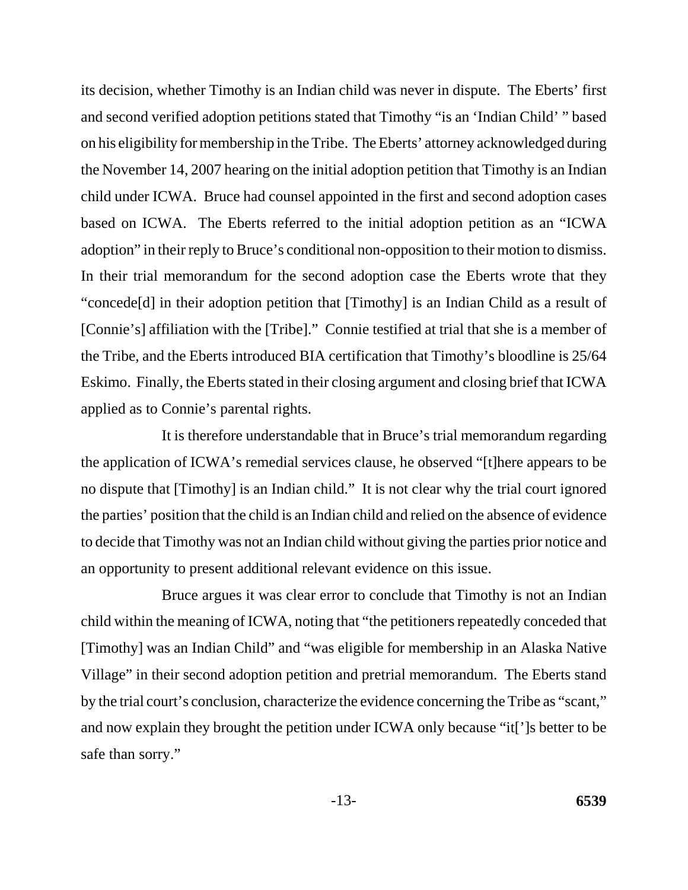its decision, whether Timothy is an Indian child was never in dispute. The Eberts' first and second verified adoption petitions stated that Timothy "is an 'Indian Child' " based on his eligibility for membership in the Tribe. The Eberts' attorney acknowledged during the November 14, 2007 hearing on the initial adoption petition that Timothy is an Indian child under ICWA. Bruce had counsel appointed in the first and second adoption cases based on ICWA. The Eberts referred to the initial adoption petition as an "ICWA adoption" in their reply to Bruce's conditional non-opposition to their motion to dismiss. In their trial memorandum for the second adoption case the Eberts wrote that they "concede[d] in their adoption petition that [Timothy] is an Indian Child as a result of [Connie's] affiliation with the [Tribe]." Connie testified at trial that she is a member of the Tribe, and the Eberts introduced BIA certification that Timothy's bloodline is 25/64 Eskimo. Finally, the Eberts stated in their closing argument and closing brief that ICWA applied as to Connie's parental rights.

It is therefore understandable that in Bruce's trial memorandum regarding the application of ICWA's remedial services clause, he observed "[t]here appears to be no dispute that [Timothy] is an Indian child." It is not clear why the trial court ignored the parties' position that the child is an Indian child and relied on the absence of evidence to decide that Timothy was not an Indian child without giving the parties prior notice and an opportunity to present additional relevant evidence on this issue.

Bruce argues it was clear error to conclude that Timothy is not an Indian child within the meaning of ICWA, noting that "the petitioners repeatedly conceded that [Timothy] was an Indian Child" and "was eligible for membership in an Alaska Native Village" in their second adoption petition and pretrial memorandum. The Eberts stand by the trial court's conclusion, characterize the evidence concerning the Tribe as "scant," and now explain they brought the petition under ICWA only because "it[']s better to be safe than sorry."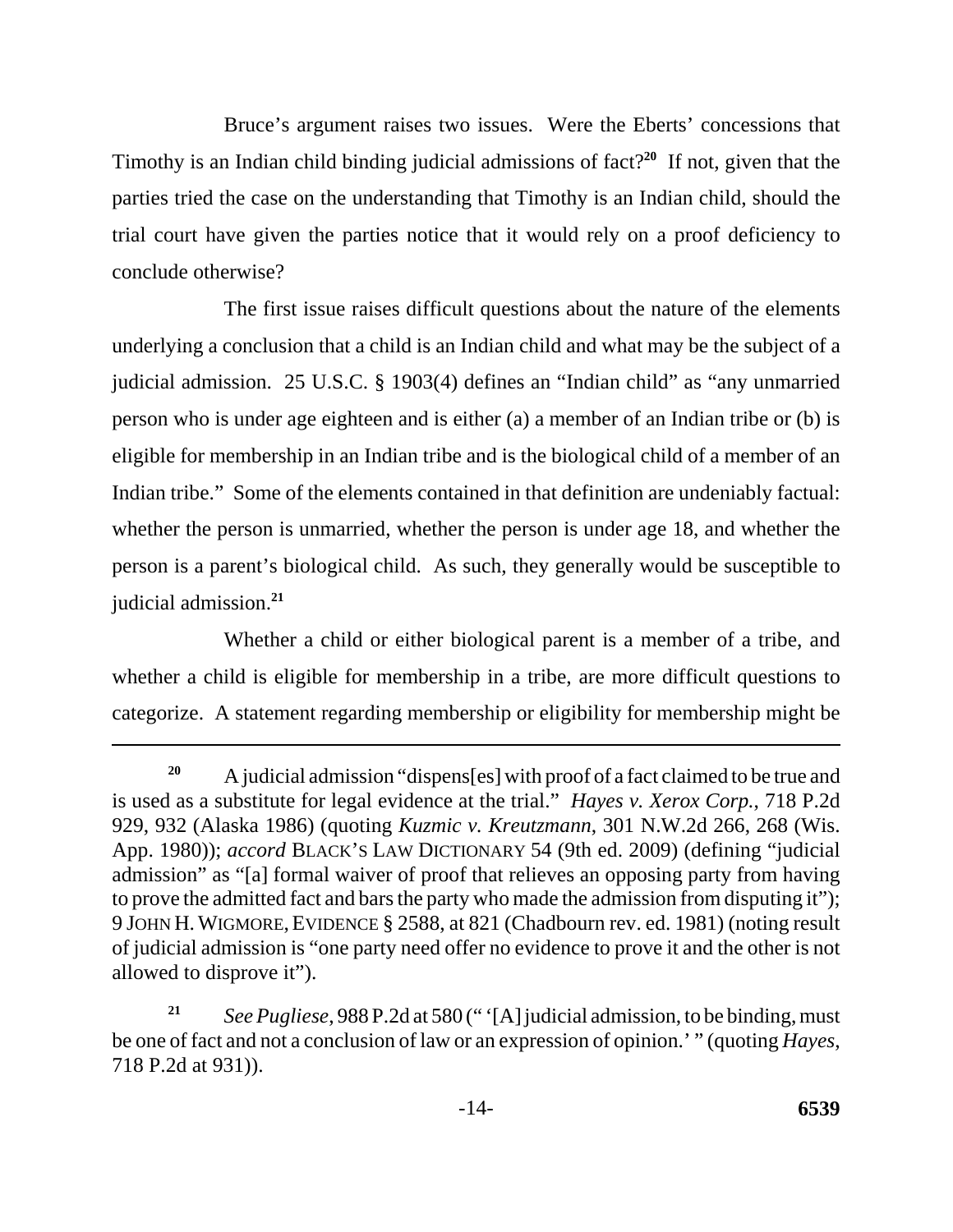Bruce's argument raises two issues. Were the Eberts' concessions that Timothy is an Indian child binding judicial admissions of fact?[20] If not, given that the parties tried the case on the understanding that Timothy is an Indian child, should the trial court have given the parties notice that it would rely on a proof deficiency to conclude otherwise?

The first issue raises difficult questions about the nature of the elements underlying a conclusion that a child is an Indian child and what may be the subject of a judicial admission. 25 U.S.C. § 1903(4) defines an "Indian child" as "any unmarried person who is under age eighteen and is either (a) a member of an Indian tribe or (b) is eligible for membership in an Indian tribe and is the biological child of a member of an Indian tribe." Some of the elements contained in that definition are undeniably factual: whether the person is unmarried, whether the person is under age 18, and whether the person is a parent's biological child. As such, they generally would be susceptible to judicial admission.[21]

Whether a child or either biological parent is a member of a tribe, and whether a child is eligible for membership in a tribe, are more difficult questions to categorize. A statement regarding membership or eligibility for membership might be

---

[20] A judicial admission "dispens[es] with proof of a fact claimed to be true and is used as a substitute for legal evidence at the trial." *Hayes v. Xerox Corp.*, 718 P.2d 929, 932 (Alaska 1986) (quoting *Kuzmic v. Kreutzmann*, 301 N.W.2d 266, 268 (Wis. App. 1980)); *accord* BLACK'S LAW DICTIONARY 54 (9th ed. 2009) (defining "judicial admission" as "[a] formal waiver of proof that relieves an opposing party from having to prove the admitted fact and bars the party who made the admission from disputing it"); 9 JOHN H. WIGMORE, EVIDENCE § 2588, at 821 (Chadbourn rev. ed. 1981) (noting result of judicial admission is "one party need offer no evidence to prove it and the other is not allowed to disprove it").

[21] *See Pugliese*, 988 P.2d at 580 (" '[A] judicial admission, to be binding, must be one of fact and not a conclusion of law or an expression of opinion.' " (quoting *Hayes*, 718 P.2d at 931)).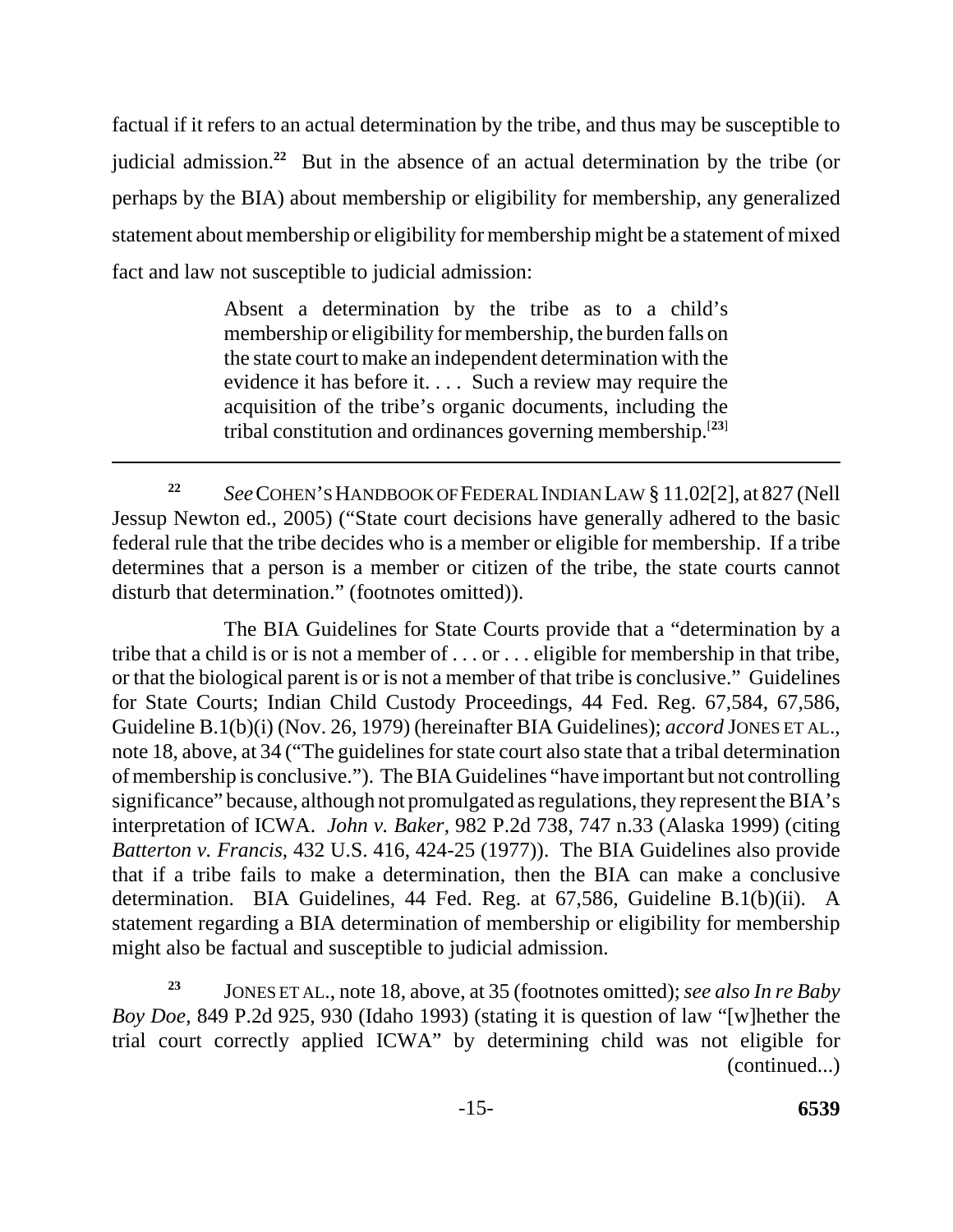factual if it refers to an actual determination by the tribe, and thus may be susceptible to judicial admission.[22] But in the absence of an actual determination by the tribe (or perhaps by the BIA) about membership or eligibility for membership, any generalized statement about membership or eligibility for membership might be a statement of mixed fact and law not susceptible to judicial admission:

> Absent a determination by the tribe as to a child's membership or eligibility for membership, the burden falls on the state court to make an independent determination with the evidence it has before it. . . . Such a review may require the acquisition of the tribe's organic documents, including the tribal constitution and ordinances governing membership.[23]

---

[22] *See* COHEN'S HANDBOOK OF FEDERAL INDIAN LAW § 11.02[2], at 827 (Nell Jessup Newton ed., 2005) ("State court decisions have generally adhered to the basic federal rule that the tribe decides who is a member or eligible for membership. If a tribe determines that a person is a member or citizen of the tribe, the state courts cannot disturb that determination." (footnotes omitted)).

The BIA Guidelines for State Courts provide that a "determination by a tribe that a child is or is not a member of . . . or . . . eligible for membership in that tribe, or that the biological parent is or is not a member of that tribe is conclusive." Guidelines for State Courts; Indian Child Custody Proceedings, 44 Fed. Reg. 67,584, 67,586, Guideline B.1(b)(i) (Nov. 26, 1979) (hereinafter BIA Guidelines); *accord* JONES ET AL., note 18, above, at 34 ("The guidelines for state court also state that a tribal determination of membership is conclusive."). The BIA Guidelines "have important but not controlling significance" because, although not promulgated as regulations, they represent the BIA's interpretation of ICWA. *John v. Baker*, 982 P.2d 738, 747 n.33 (Alaska 1999) (citing *Batterton v. Francis*, 432 U.S. 416, 424-25 (1977)). The BIA Guidelines also provide that if a tribe fails to make a determination, then the BIA can make a conclusive determination. BIA Guidelines, 44 Fed. Reg. at 67,586, Guideline B.1(b)(ii). A statement regarding a BIA determination of membership or eligibility for membership might also be factual and susceptible to judicial admission.

[23] JONES ET AL., note 18, above, at 35 (footnotes omitted); *see also In re Baby Boy Doe*, 849 P.2d 925, 930 (Idaho 1993) (stating it is question of law "[w]hether the trial court correctly applied ICWA" by determining child was not eligible for (continued...)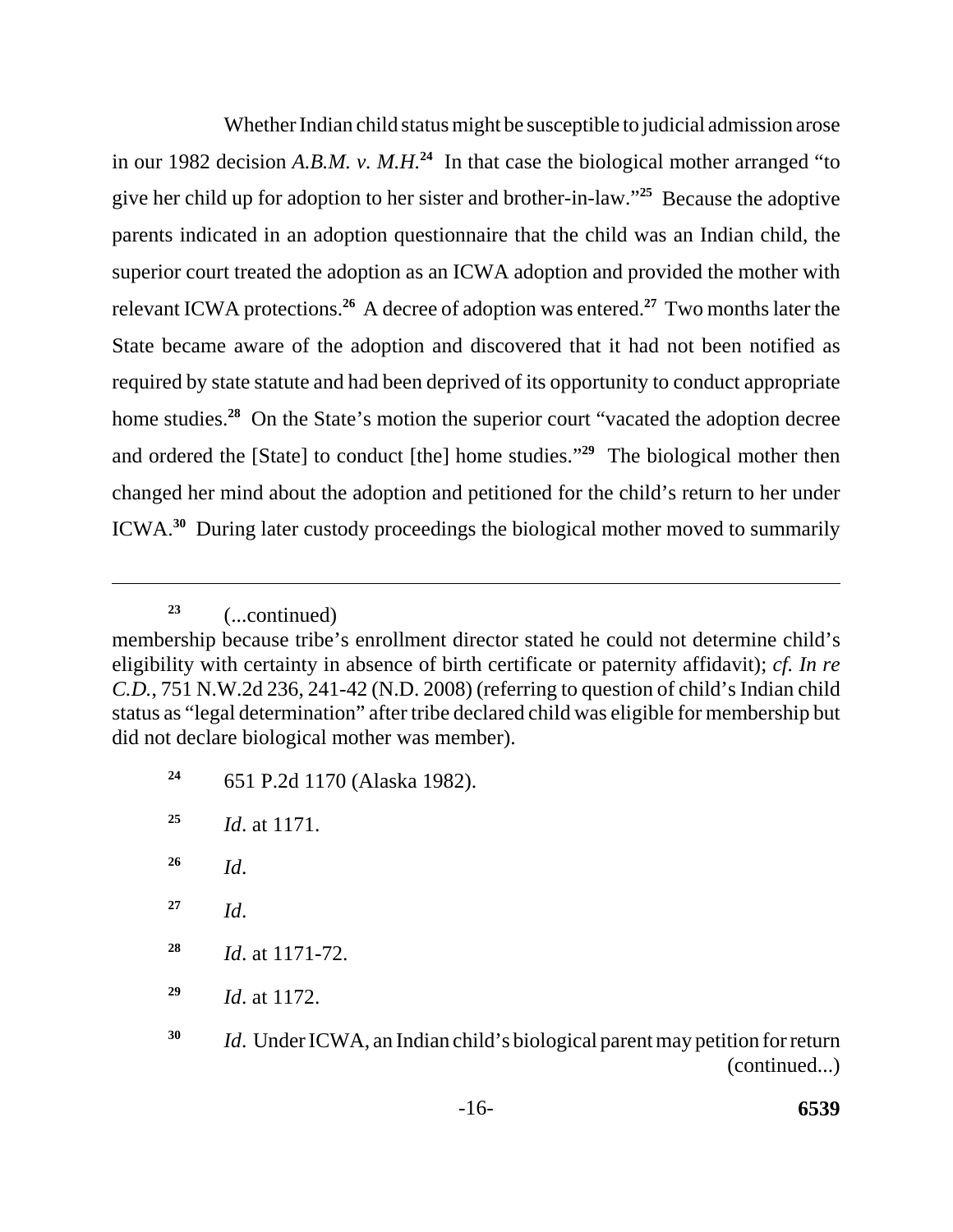Whether Indian child status might be susceptible to judicial admission arose in our 1982 decision *A.B.M. v. M.H.*[24] In that case the biological mother arranged "to give her child up for adoption to her sister and brother-in-law."[25] Because the adoptive parents indicated in an adoption questionnaire that the child was an Indian child, the superior court treated the adoption as an ICWA adoption and provided the mother with relevant ICWA protections.[26] A decree of adoption was entered.[27] Two months later the State became aware of the adoption and discovered that it had not been notified as required by state statute and had been deprived of its opportunity to conduct appropriate home studies.[28] On the State's motion the superior court "vacated the adoption decree and ordered the [State] to conduct [the] home studies."[29] The biological mother then changed her mind about the adoption and petitioned for the child's return to her under ICWA.[30] During later custody proceedings the biological mother moved to summarily

---

[23] (...continued)
membership because tribe's enrollment director stated he could not determine child's eligibility with certainty in absence of birth certificate or paternity affidavit); *cf. In re C.D.*, 751 N.W.2d 236, 241-42 (N.D. 2008) (referring to question of child's Indian child status as "legal determination" after tribe declared child was eligible for membership but did not declare biological mother was member).

[24] 651 P.2d 1170 (Alaska 1982).

[25] *Id*. at 1171.

[26] *Id*.

[27] *Id*.

[28] *Id*. at 1171-72.

[29] *Id*. at 1172.

[30] *Id*. Under ICWA, an Indian child's biological parent may petition for return (continued...)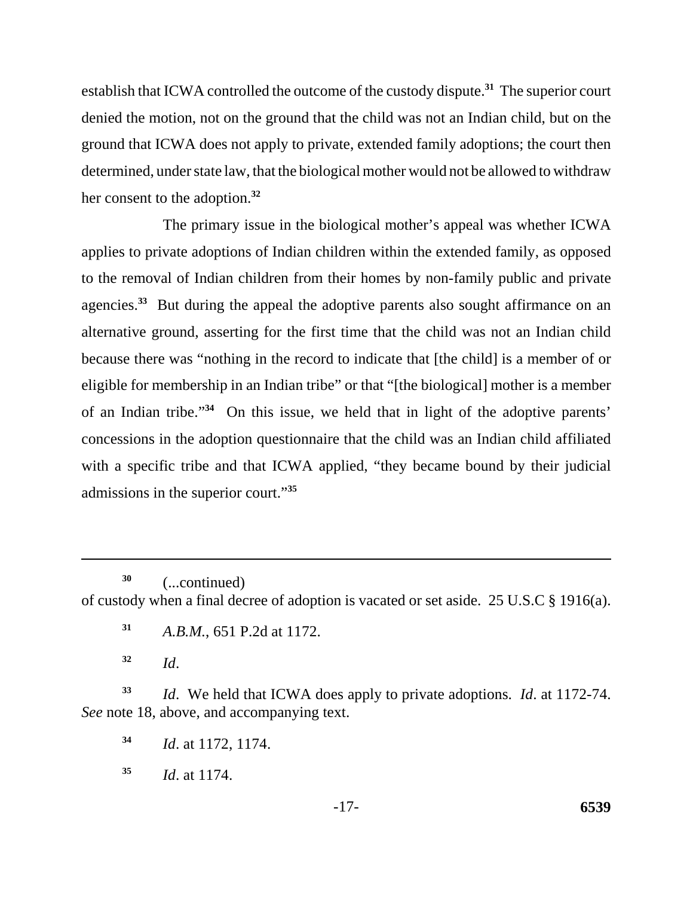establish that ICWA controlled the outcome of the custody dispute.[31] The superior court denied the motion, not on the ground that the child was not an Indian child, but on the ground that ICWA does not apply to private, extended family adoptions; the court then determined, under state law, that the biological mother would not be allowed to withdraw her consent to the adoption.[32]

The primary issue in the biological mother's appeal was whether ICWA applies to private adoptions of Indian children within the extended family, as opposed to the removal of Indian children from their homes by non-family public and private agencies.[33] But during the appeal the adoptive parents also sought affirmance on an alternative ground, asserting for the first time that the child was not an Indian child because there was "nothing in the record to indicate that [the child] is a member of or eligible for membership in an Indian tribe" or that "[the biological] mother is a member of an Indian tribe."[34] On this issue, we held that in light of the adoptive parents' concessions in the adoption questionnaire that the child was an Indian child affiliated with a specific tribe and that ICWA applied, "they became bound by their judicial admissions in the superior court."[35]

---

[30] (...continued)
of custody when a final decree of adoption is vacated or set aside. 25 U.S.C § 1916(a).

[31] *A.B.M.*, 651 P.2d at 1172.

[32] *Id*.

[33] *Id*. We held that ICWA does apply to private adoptions. *Id*. at 1172-74. *See* note 18, above, and accompanying text.

[34] *Id*. at 1172, 1174.

[35] *Id*. at 1174.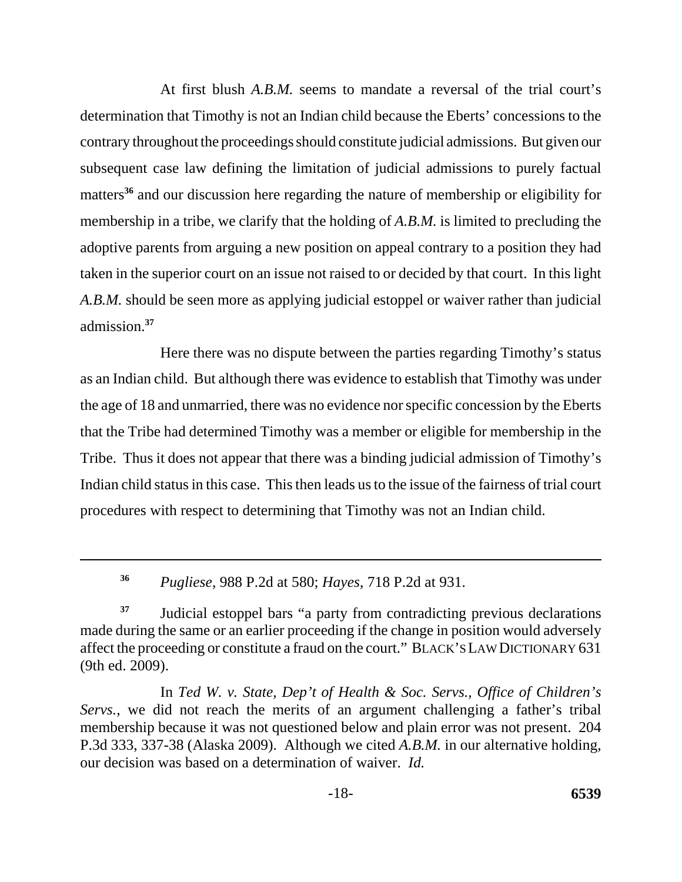At first blush *A.B.M.* seems to mandate a reversal of the trial court's determination that Timothy is not an Indian child because the Eberts' concessions to the contrary throughout the proceedings should constitute judicial admissions. But given our subsequent case law defining the limitation of judicial admissions to purely factual matters[36] and our discussion here regarding the nature of membership or eligibility for membership in a tribe, we clarify that the holding of *A.B.M.* is limited to precluding the adoptive parents from arguing a new position on appeal contrary to a position they had taken in the superior court on an issue not raised to or decided by that court. In this light *A.B.M.* should be seen more as applying judicial estoppel or waiver rather than judicial admission.[37]

Here there was no dispute between the parties regarding Timothy's status as an Indian child. But although there was evidence to establish that Timothy was under the age of 18 and unmarried, there was no evidence nor specific concession by the Eberts that the Tribe had determined Timothy was a member or eligible for membership in the Tribe. Thus it does not appear that there was a binding judicial admission of Timothy's Indian child status in this case. This then leads us to the issue of the fairness of trial court procedures with respect to determining that Timothy was not an Indian child.

---

[36] *Pugliese*, 988 P.2d at 580; *Hayes*, 718 P.2d at 931.

[37] Judicial estoppel bars "a party from contradicting previous declarations made during the same or an earlier proceeding if the change in position would adversely affect the proceeding or constitute a fraud on the court." BLACK'S LAW DICTIONARY 631 (9th ed. 2009).

In *Ted W. v. State, Dep't of Health & Soc. Servs., Office of Children's Servs.*, we did not reach the merits of an argument challenging a father's tribal membership because it was not questioned below and plain error was not present. 204 P.3d 333, 337-38 (Alaska 2009). Although we cited *A.B.M.* in our alternative holding, our decision was based on a determination of waiver. *Id.*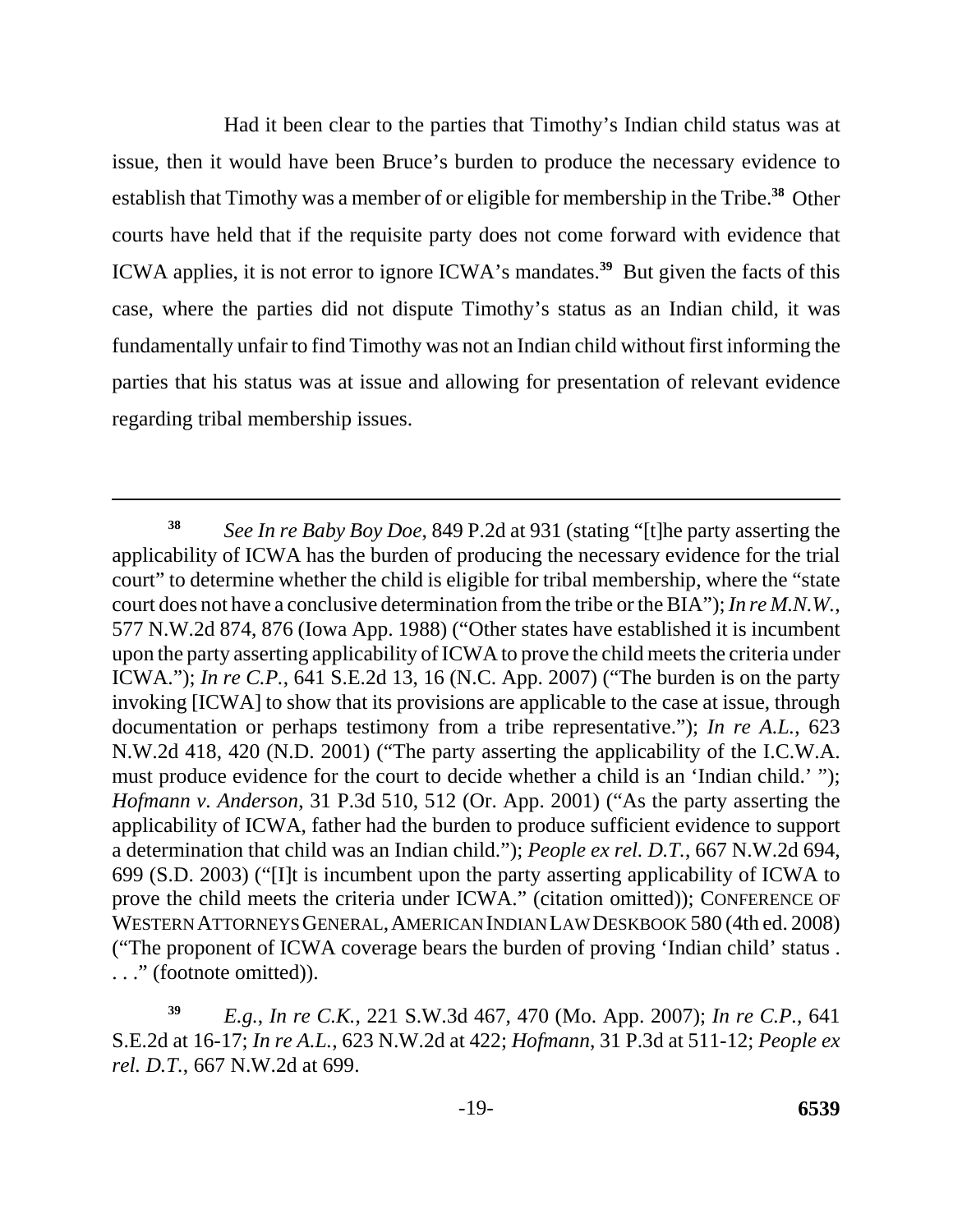Had it been clear to the parties that Timothy's Indian child status was at issue, then it would have been Bruce's burden to produce the necessary evidence to establish that Timothy was a member of or eligible for membership in the Tribe.[38] Other courts have held that if the requisite party does not come forward with evidence that ICWA applies, it is not error to ignore ICWA's mandates.[39] But given the facts of this case, where the parties did not dispute Timothy's status as an Indian child, it was fundamentally unfair to find Timothy was not an Indian child without first informing the parties that his status was at issue and allowing for presentation of relevant evidence regarding tribal membership issues.

---

[38] *See In re Baby Boy Doe*, 849 P.2d at 931 (stating "[t]he party asserting the applicability of ICWA has the burden of producing the necessary evidence for the trial court" to determine whether the child is eligible for tribal membership, where the "state court does not have a conclusive determination from the tribe or the BIA"); *In re M.N.W.*, 577 N.W.2d 874, 876 (Iowa App. 1988) ("Other states have established it is incumbent upon the party asserting applicability of ICWA to prove the child meets the criteria under ICWA."); *In re C.P.*, 641 S.E.2d 13, 16 (N.C. App. 2007) ("The burden is on the party invoking [ICWA] to show that its provisions are applicable to the case at issue, through documentation or perhaps testimony from a tribe representative."); *In re A.L.*, 623 N.W.2d 418, 420 (N.D. 2001) ("The party asserting the applicability of the I.C.W.A. must produce evidence for the court to decide whether a child is an 'Indian child.' "); *Hofmann v. Anderson*, 31 P.3d 510, 512 (Or. App. 2001) ("As the party asserting the applicability of ICWA, father had the burden to produce sufficient evidence to support a determination that child was an Indian child."); *People ex rel. D.T.*, 667 N.W.2d 694, 699 (S.D. 2003) ("[I]t is incumbent upon the party asserting applicability of ICWA to prove the child meets the criteria under ICWA." (citation omitted)); CONFERENCE OF WESTERN ATTORNEYS GENERAL, AMERICAN INDIAN LAW DESKBOOK 580 (4th ed. 2008) ("The proponent of ICWA coverage bears the burden of proving 'Indian child' status . . . ." (footnote omitted)).

[39] *E.g.*, *In re C.K.*, 221 S.W.3d 467, 470 (Mo. App. 2007); *In re C.P.*, 641 S.E.2d at 16-17; *In re A.L.*, 623 N.W.2d at 422; *Hofmann*, 31 P.3d at 511-12; *People ex rel. D.T.*, 667 N.W.2d at 699.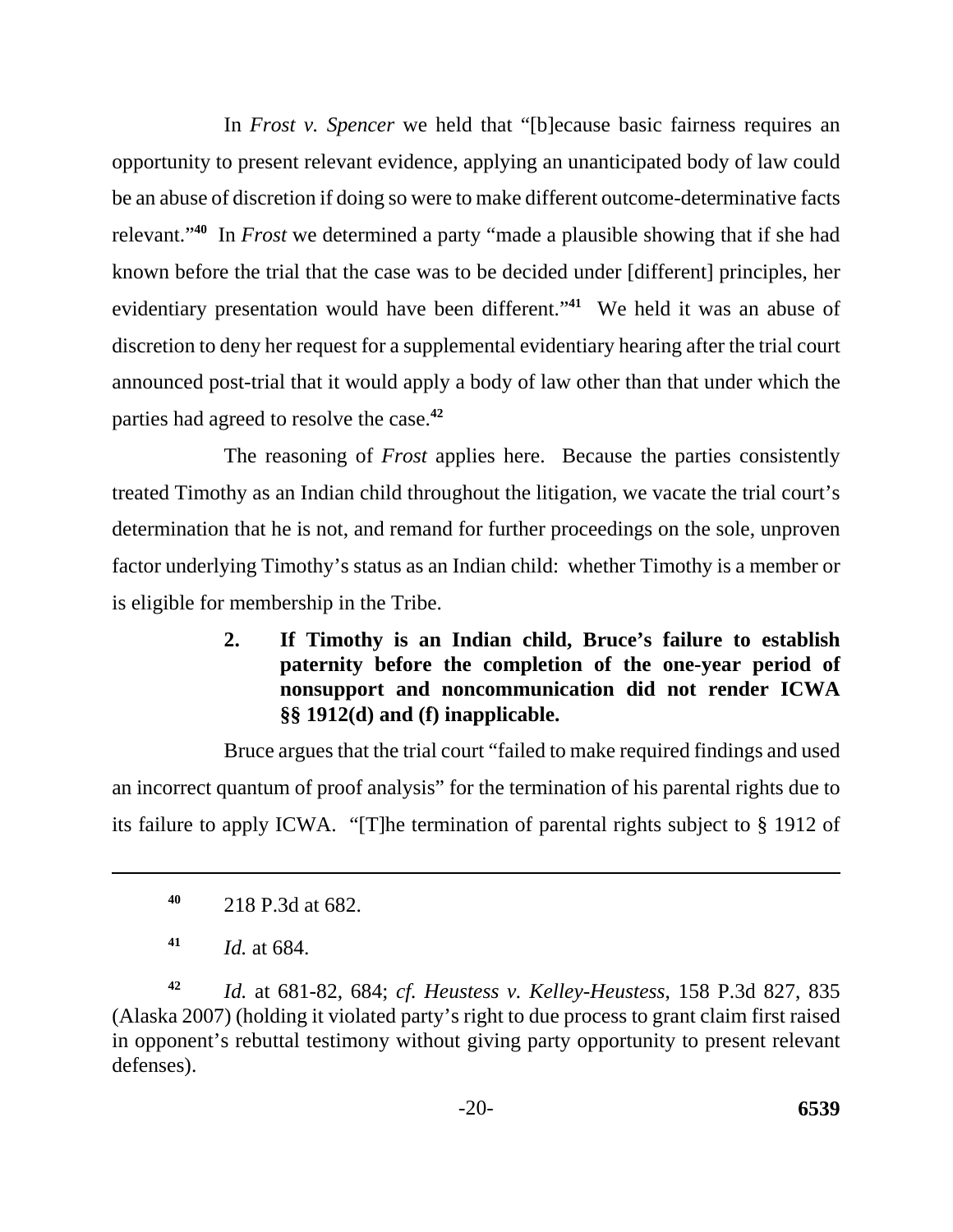In *Frost v. Spencer* we held that "[b]ecause basic fairness requires an opportunity to present relevant evidence, applying an unanticipated body of law could be an abuse of discretion if doing so were to make different outcome-determinative facts relevant."[40] In *Frost* we determined a party "made a plausible showing that if she had known before the trial that the case was to be decided under [different] principles, her evidentiary presentation would have been different."[41] We held it was an abuse of discretion to deny her request for a supplemental evidentiary hearing after the trial court announced post-trial that it would apply a body of law other than that under which the parties had agreed to resolve the case.[42]

The reasoning of *Frost* applies here. Because the parties consistently treated Timothy as an Indian child throughout the litigation, we vacate the trial court's determination that he is not, and remand for further proceedings on the sole, unproven factor underlying Timothy's status as an Indian child: whether Timothy is a member or is eligible for membership in the Tribe.

**2. If Timothy is an Indian child, Bruce's failure to establish paternity before the completion of the one-year period of nonsupport and noncommunication did not render ICWA §§ 1912(d) and (f) inapplicable.**

Bruce argues that the trial court "failed to make required findings and used an incorrect quantum of proof analysis" for the termination of his parental rights due to its failure to apply ICWA. "[T]he termination of parental rights subject to § 1912 of

---

[40] 218 P.3d at 682.

[41] *Id.* at 684.

[42] *Id.* at 681-82, 684; *cf. Heustess v. Kelley-Heustess*, 158 P.3d 827, 835 (Alaska 2007) (holding it violated party's right to due process to grant claim first raised in opponent's rebuttal testimony without giving party opportunity to present relevant defenses).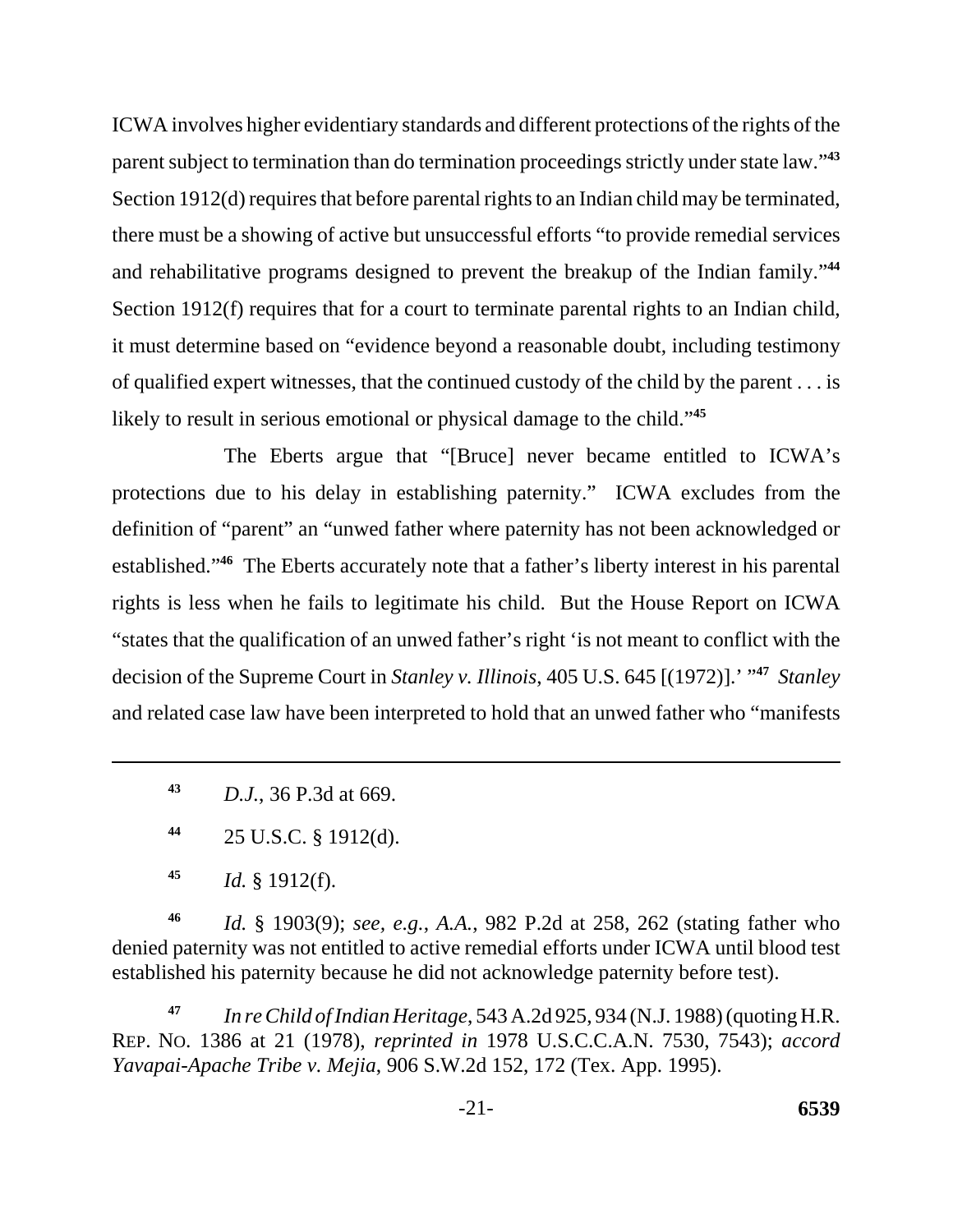ICWA involves higher evidentiary standards and different protections of the rights of the parent subject to termination than do termination proceedings strictly under state law."[43] Section 1912(d) requires that before parental rights to an Indian child may be terminated, there must be a showing of active but unsuccessful efforts "to provide remedial services and rehabilitative programs designed to prevent the breakup of the Indian family."[44] Section 1912(f) requires that for a court to terminate parental rights to an Indian child, it must determine based on "evidence beyond a reasonable doubt, including testimony of qualified expert witnesses, that the continued custody of the child by the parent . . . is likely to result in serious emotional or physical damage to the child."[45]

The Eberts argue that "[Bruce] never became entitled to ICWA's protections due to his delay in establishing paternity." ICWA excludes from the definition of "parent" an "unwed father where paternity has not been acknowledged or established."[46] The Eberts accurately note that a father's liberty interest in his parental rights is less when he fails to legitimate his child. But the House Report on ICWA "states that the qualification of an unwed father's right 'is not meant to conflict with the decision of the Supreme Court in *Stanley v. Illinois*, 405 U.S. 645 [(1972)].' "[47] *Stanley* and related case law have been interpreted to hold that an unwed father who "manifests

---

[43] *D.J.*, 36 P.3d at 669.

[44] 25 U.S.C. § 1912(d).

[45] *Id.* § 1912(f).

[46] *Id.* § 1903(9); *see, e.g.*, *A.A.*, 982 P.2d at 258, 262 (stating father who denied paternity was not entitled to active remedial efforts under ICWA until blood test established his paternity because he did not acknowledge paternity before test).

[47] *In re Child of Indian Heritage*, 543 A.2d 925, 934 (N.J. 1988) (quoting H.R. REP. NO. 1386 at 21 (1978), *reprinted in* 1978 U.S.C.C.A.N. 7530, 7543); *accord Yavapai-Apache Tribe v. Mejia*, 906 S.W.2d 152, 172 (Tex. App. 1995).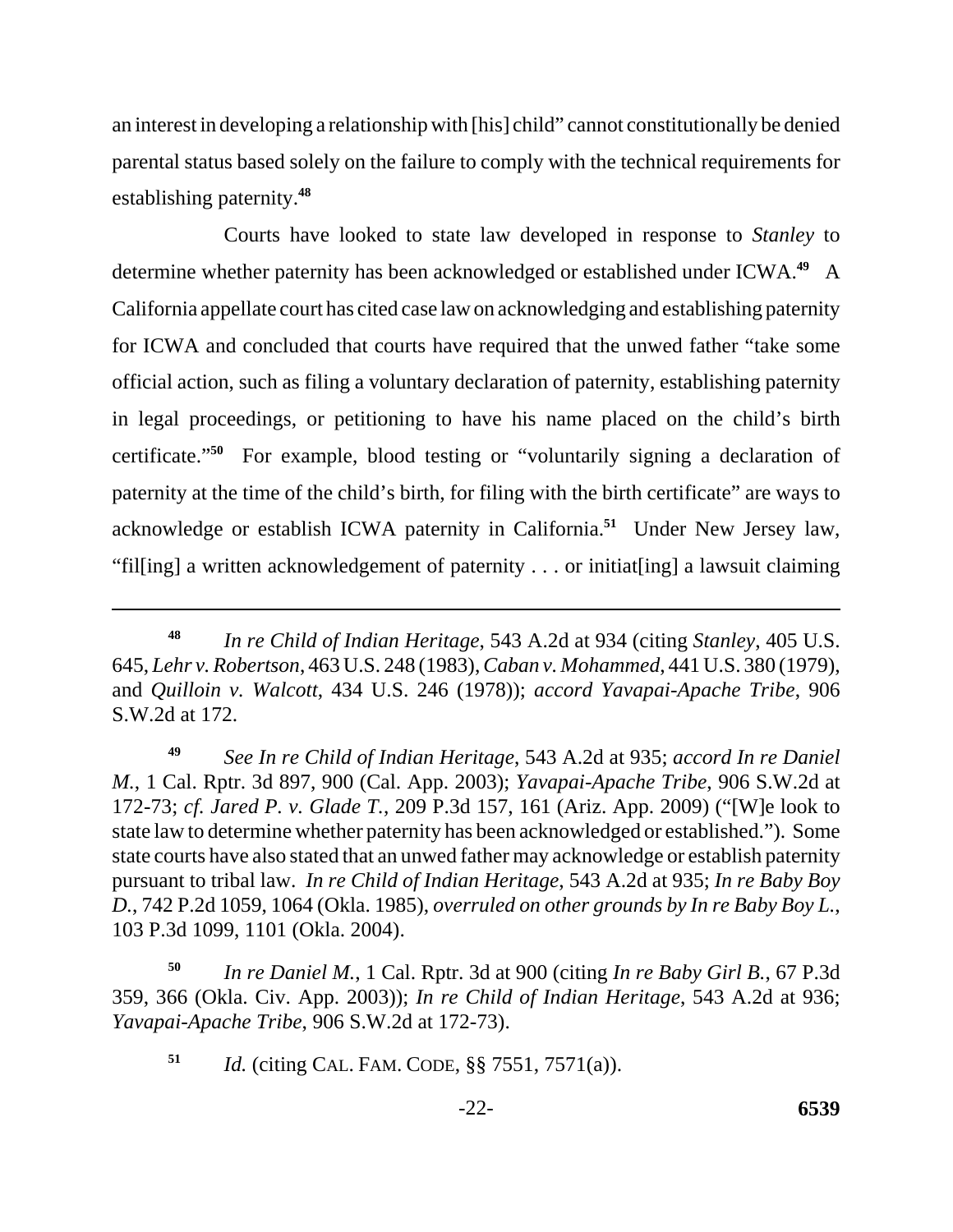an interest in developing a relationship with [his] child" cannot constitutionally be denied parental status based solely on the failure to comply with the technical requirements for establishing paternity.[48]

Courts have looked to state law developed in response to *Stanley* to determine whether paternity has been acknowledged or established under ICWA.[49] A California appellate court has cited case law on acknowledging and establishing paternity for ICWA and concluded that courts have required that the unwed father "take some official action, such as filing a voluntary declaration of paternity, establishing paternity in legal proceedings, or petitioning to have his name placed on the child's birth certificate."[50] For example, blood testing or "voluntarily signing a declaration of paternity at the time of the child's birth, for filing with the birth certificate" are ways to acknowledge or establish ICWA paternity in California.[51] Under New Jersey law, "fil[ing] a written acknowledgement of paternity . . . or initiat[ing] a lawsuit claiming

---

[48] *In re Child of Indian Heritage*, 543 A.2d at 934 (citing *Stanley*, 405 U.S. 645, *Lehr v. Robertson*, 463 U.S. 248 (1983), *Caban v. Mohammed*, 441 U.S. 380 (1979), and *Quilloin v. Walcott*, 434 U.S. 246 (1978)); *accord Yavapai-Apache Tribe*, 906 S.W.2d at 172.

[49] *See In re Child of Indian Heritage*, 543 A.2d at 935; *accord In re Daniel M.*, 1 Cal. Rptr. 3d 897, 900 (Cal. App. 2003); *Yavapai-Apache Tribe*, 906 S.W.2d at 172-73; *cf. Jared P. v. Glade T.*, 209 P.3d 157, 161 (Ariz. App. 2009) ("[W]e look to state law to determine whether paternity has been acknowledged or established."). Some state courts have also stated that an unwed father may acknowledge or establish paternity pursuant to tribal law. *In re Child of Indian Heritage*, 543 A.2d at 935; *In re Baby Boy D.*, 742 P.2d 1059, 1064 (Okla. 1985), *overruled on other grounds by In re Baby Boy L.*, 103 P.3d 1099, 1101 (Okla. 2004).

[50] *In re Daniel M.*, 1 Cal. Rptr. 3d at 900 (citing *In re Baby Girl B.*, 67 P.3d 359, 366 (Okla. Civ. App. 2003)); *In re Child of Indian Heritage*, 543 A.2d at 936; *Yavapai-Apache Tribe*, 906 S.W.2d at 172-73).

[51] *Id.* (citing CAL. FAM. CODE, §§ 7551, 7571(a)).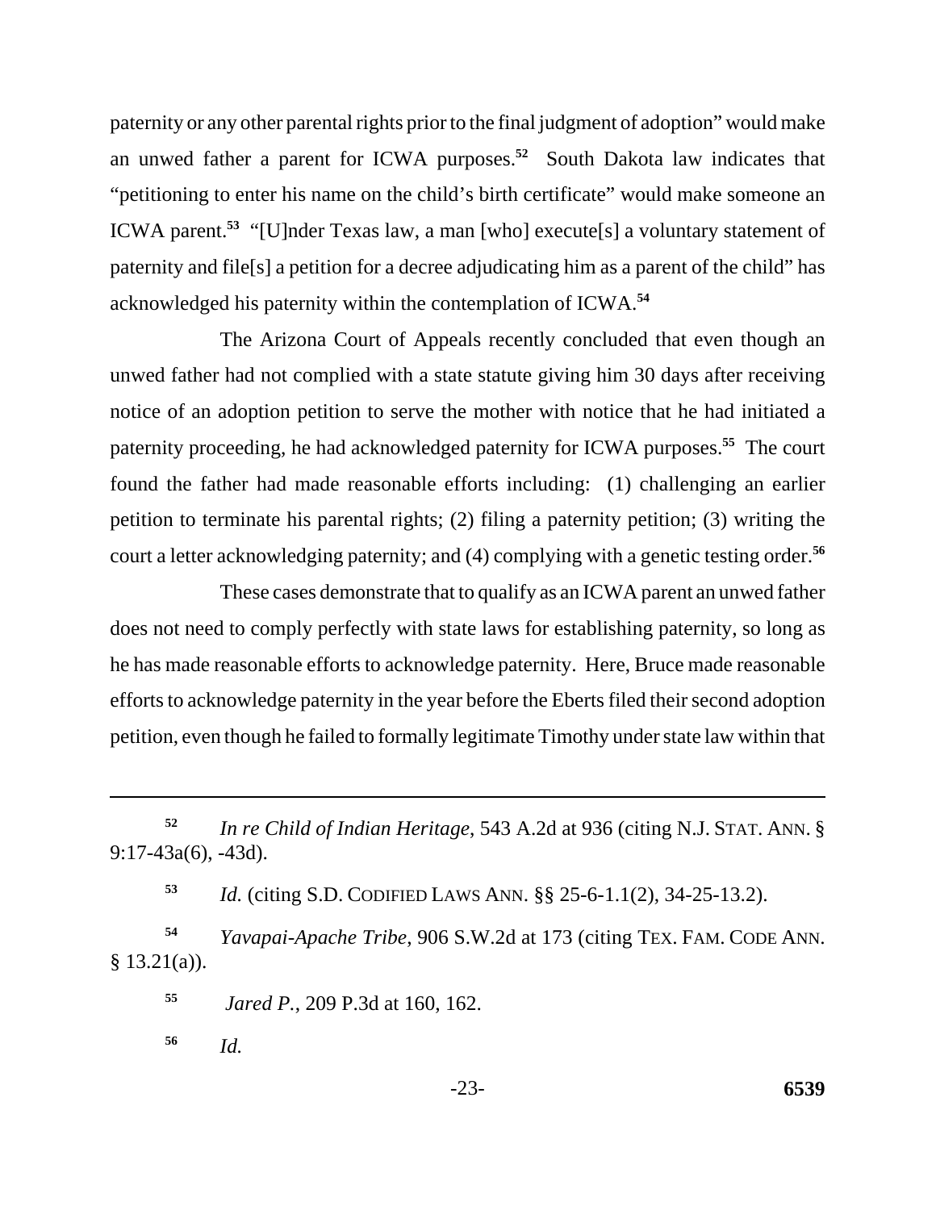paternity or any other parental rights prior to the final judgment of adoption" would make an unwed father a parent for ICWA purposes.[52] South Dakota law indicates that "petitioning to enter his name on the child's birth certificate" would make someone an ICWA parent.[53] "[U]nder Texas law, a man [who] execute[s] a voluntary statement of paternity and file[s] a petition for a decree adjudicating him as a parent of the child" has acknowledged his paternity within the contemplation of ICWA.[54]

The Arizona Court of Appeals recently concluded that even though an unwed father had not complied with a state statute giving him 30 days after receiving notice of an adoption petition to serve the mother with notice that he had initiated a paternity proceeding, he had acknowledged paternity for ICWA purposes.[55] The court found the father had made reasonable efforts including: (1) challenging an earlier petition to terminate his parental rights; (2) filing a paternity petition; (3) writing the court a letter acknowledging paternity; and (4) complying with a genetic testing order.[56]

These cases demonstrate that to qualify as an ICWA parent an unwed father does not need to comply perfectly with state laws for establishing paternity, so long as he has made reasonable efforts to acknowledge paternity. Here, Bruce made reasonable efforts to acknowledge paternity in the year before the Eberts filed their second adoption petition, even though he failed to formally legitimate Timothy under state law within that

---

[52] *In re Child of Indian Heritage*, 543 A.2d at 936 (citing N.J. STAT. ANN. § 9:17-43a(6), -43d).

[53] *Id.* (citing S.D. CODIFIED LAWS ANN. §§ 25-6-1.1(2), 34-25-13.2).

[54] *Yavapai-Apache Tribe*, 906 S.W.2d at 173 (citing TEX. FAM. CODE ANN. § 13.21(a)).

[55] *Jared P.*, 209 P.3d at 160, 162.

[56] *Id.*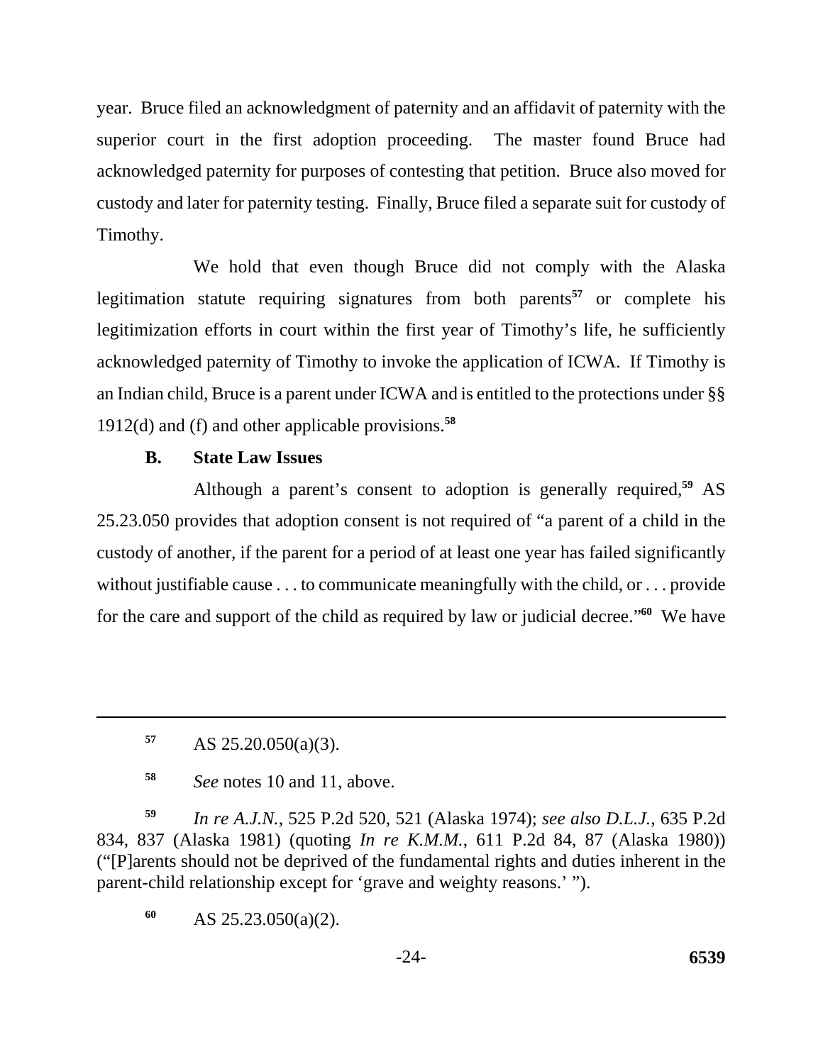year. Bruce filed an acknowledgment of paternity and an affidavit of paternity with the superior court in the first adoption proceeding. The master found Bruce had acknowledged paternity for purposes of contesting that petition. Bruce also moved for custody and later for paternity testing. Finally, Bruce filed a separate suit for custody of Timothy.

We hold that even though Bruce did not comply with the Alaska legitimation statute requiring signatures from both parents[57] or complete his legitimization efforts in court within the first year of Timothy's life, he sufficiently acknowledged paternity of Timothy to invoke the application of ICWA. If Timothy is an Indian child, Bruce is a parent under ICWA and is entitled to the protections under §§ 1912(d) and (f) and other applicable provisions.[58]

### B. State Law Issues

Although a parent's consent to adoption is generally required,[59] AS 25.23.050 provides that adoption consent is not required of "a parent of a child in the custody of another, if the parent for a period of at least one year has failed significantly without justifiable cause . . . to communicate meaningfully with the child, or . . . provide for the care and support of the child as required by law or judicial decree."[60] We have

---

[57] AS 25.20.050(a)(3).

[58] *See* notes 10 and 11, above.

[59] *In re A.J.N.*, 525 P.2d 520, 521 (Alaska 1974); *see also D.L.J.*, 635 P.2d 834, 837 (Alaska 1981) (quoting *In re K.M.M.*, 611 P.2d 84, 87 (Alaska 1980)) ("[P]arents should not be deprived of the fundamental rights and duties inherent in the parent-child relationship except for 'grave and weighty reasons.' ").

[60] AS 25.23.050(a)(2).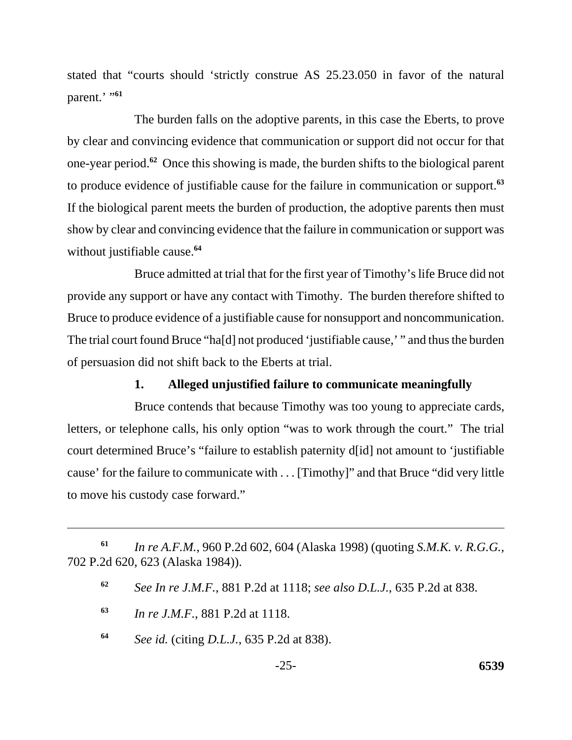stated that "courts should 'strictly construe AS 25.23.050 in favor of the natural parent.' "[61]

The burden falls on the adoptive parents, in this case the Eberts, to prove by clear and convincing evidence that communication or support did not occur for that one-year period.[62] Once this showing is made, the burden shifts to the biological parent to produce evidence of justifiable cause for the failure in communication or support.[63] If the biological parent meets the burden of production, the adoptive parents then must show by clear and convincing evidence that the failure in communication or support was without justifiable cause.[64]

Bruce admitted at trial that for the first year of Timothy's life Bruce did not provide any support or have any contact with Timothy. The burden therefore shifted to Bruce to produce evidence of a justifiable cause for nonsupport and noncommunication. The trial court found Bruce "ha[d] not produced 'justifiable cause,' " and thus the burden of persuasion did not shift back to the Eberts at trial.

**1. Alleged unjustified failure to communicate meaningfully**

Bruce contends that because Timothy was too young to appreciate cards, letters, or telephone calls, his only option "was to work through the court." The trial court determined Bruce's "failure to establish paternity d[id] not amount to 'justifiable cause' for the failure to communicate with . . . [Timothy]" and that Bruce "did very little to move his custody case forward."

---

[61] *In re A.F.M.*, 960 P.2d 602, 604 (Alaska 1998) (quoting *S.M.K. v. R.G.G.*, 702 P.2d 620, 623 (Alaska 1984)).

[62] *See In re J.M.F.*, 881 P.2d at 1118; *see also D.L.J.*, 635 P.2d at 838.

[63] *In re J.M.F.*, 881 P.2d at 1118.

[64] *See id.* (citing *D.L.J.*, 635 P.2d at 838).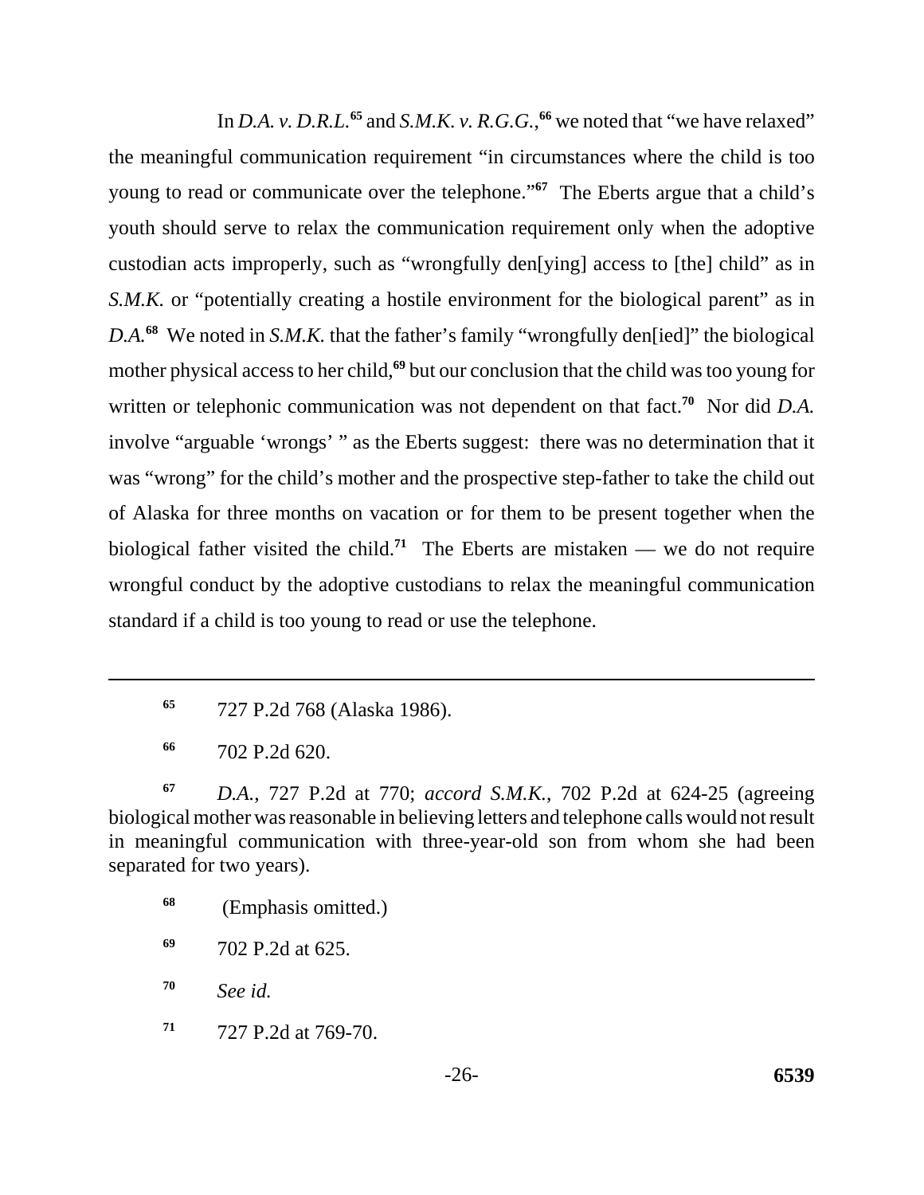In *D.A. v. D.R.L.*[65] and *S.M.K. v. R.G.G.*,[66] we noted that "we have relaxed" the meaningful communication requirement "in circumstances where the child is too young to read or communicate over the telephone."[67] The Eberts argue that a child's youth should serve to relax the communication requirement only when the adoptive custodian acts improperly, such as "wrongfully den[ying] access to [the] child" as in *S.M.K.* or "potentially creating a hostile environment for the biological parent" as in *D.A.*[68] We noted in *S.M.K.* that the father's family "wrongfully den[ied]" the biological mother physical access to her child,[69] but our conclusion that the child was too young for written or telephonic communication was not dependent on that fact.[70] Nor did *D.A.* involve "arguable 'wrongs' " as the Eberts suggest: there was no determination that it was "wrong" for the child's mother and the prospective step-father to take the child out of Alaska for three months on vacation or for them to be present together when the biological father visited the child.[71] The Eberts are mistaken — we do not require wrongful conduct by the adoptive custodians to relax the meaningful communication standard if a child is too young to read or use the telephone.

---

[65] 727 P.2d 768 (Alaska 1986).

[66] 702 P.2d 620.

[67] *D.A.*, 727 P.2d at 770; *accord S.M.K.*, 702 P.2d at 624-25 (agreeing biological mother was reasonable in believing letters and telephone calls would not result in meaningful communication with three-year-old son from whom she had been separated for two years).

[68] (Emphasis omitted.)

[69] 702 P.2d at 625.

[70] *See id.*

[71] 727 P.2d at 769-70.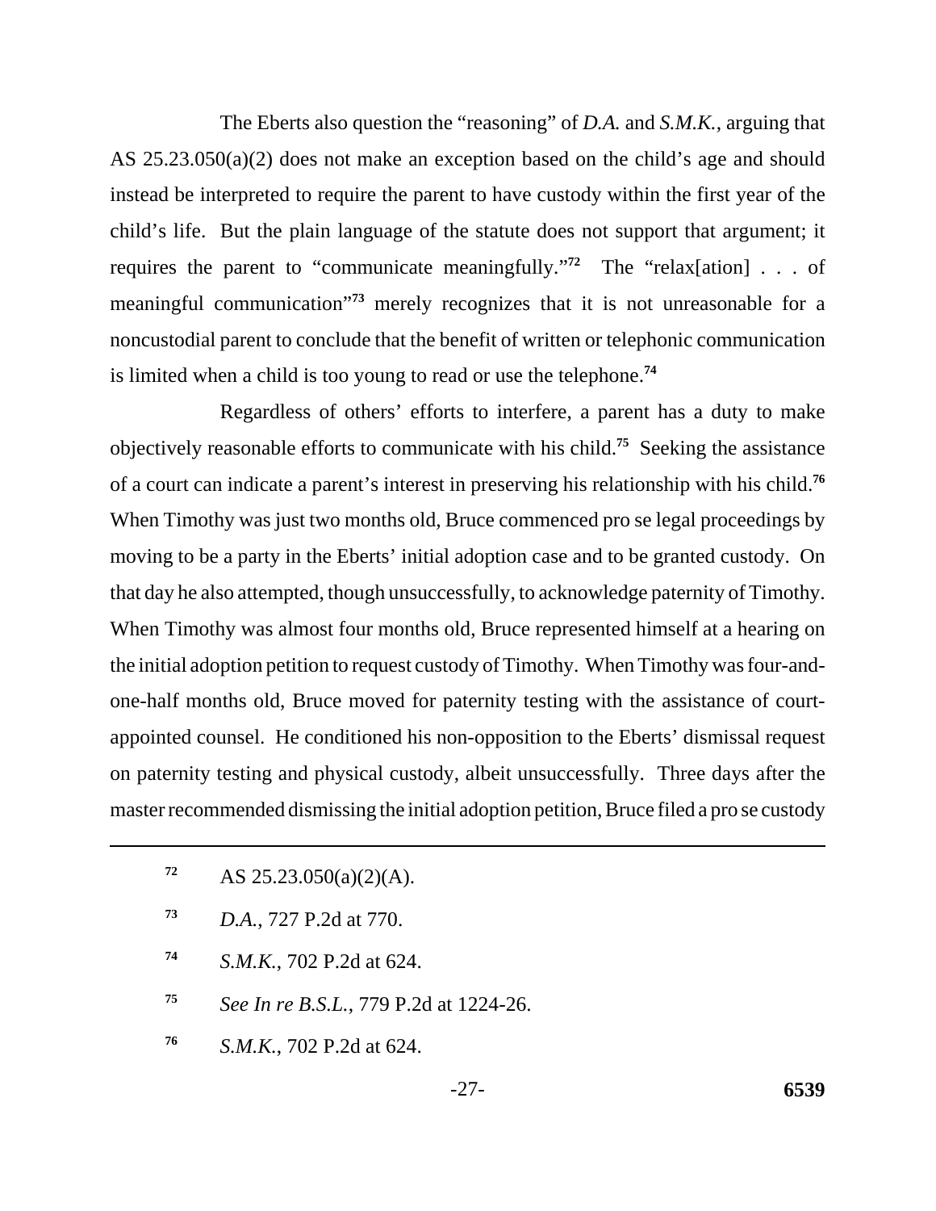The Eberts also question the "reasoning" of *D.A.* and *S.M.K.*, arguing that AS 25.23.050(a)(2) does not make an exception based on the child's age and should instead be interpreted to require the parent to have custody within the first year of the child's life. But the plain language of the statute does not support that argument; it requires the parent to "communicate meaningfully."[72] The "relax[ation] . . . of meaningful communication"[73] merely recognizes that it is not unreasonable for a noncustodial parent to conclude that the benefit of written or telephonic communication is limited when a child is too young to read or use the telephone.[74]

Regardless of others' efforts to interfere, a parent has a duty to make objectively reasonable efforts to communicate with his child.[75] Seeking the assistance of a court can indicate a parent's interest in preserving his relationship with his child.[76] When Timothy was just two months old, Bruce commenced pro se legal proceedings by moving to be a party in the Eberts' initial adoption case and to be granted custody. On that day he also attempted, though unsuccessfully, to acknowledge paternity of Timothy. When Timothy was almost four months old, Bruce represented himself at a hearing on the initial adoption petition to request custody of Timothy. When Timothy was four-and-one-half months old, Bruce moved for paternity testing with the assistance of court-appointed counsel. He conditioned his non-opposition to the Eberts' dismissal request on paternity testing and physical custody, albeit unsuccessfully. Three days after the master recommended dismissing the initial adoption petition, Bruce filed a pro se custody

---

[72] AS 25.23.050(a)(2)(A).

[73] *D.A.*, 727 P.2d at 770.

[74] *S.M.K.*, 702 P.2d at 624.

[75] *See In re B.S.L.*, 779 P.2d at 1224-26.

[76] *S.M.K.*, 702 P.2d at 624.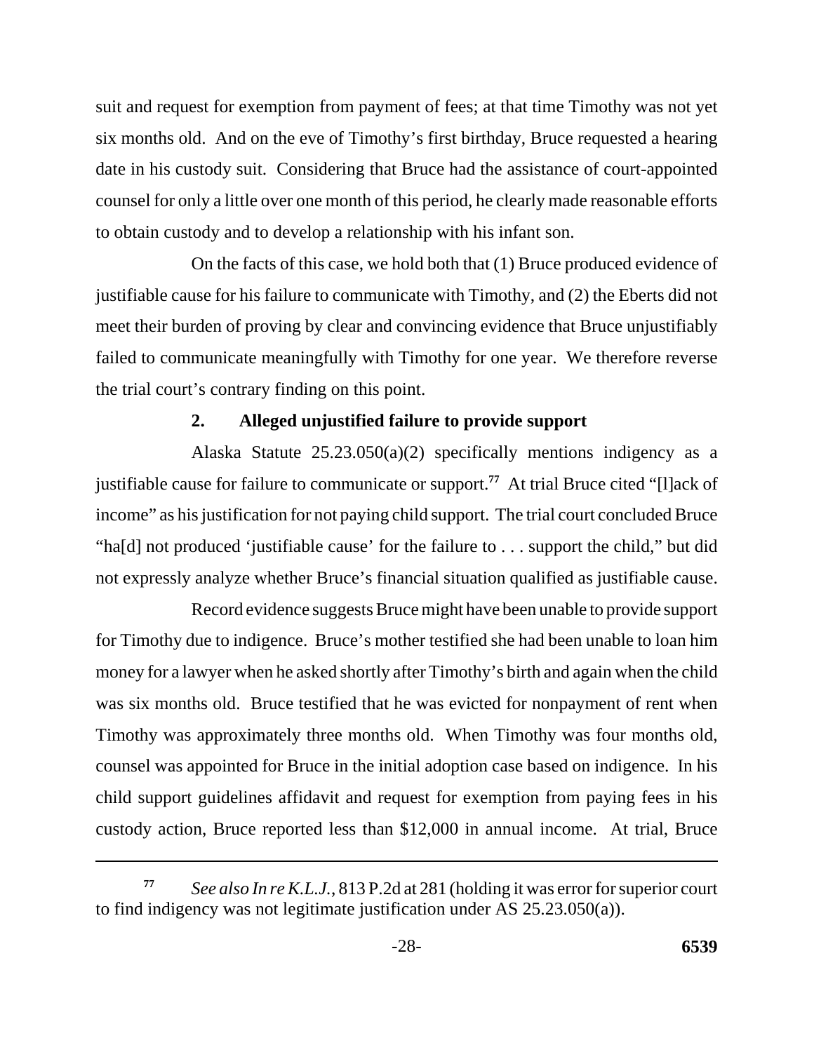suit and request for exemption from payment of fees; at that time Timothy was not yet six months old. And on the eve of Timothy's first birthday, Bruce requested a hearing date in his custody suit. Considering that Bruce had the assistance of court-appointed counsel for only a little over one month of this period, he clearly made reasonable efforts to obtain custody and to develop a relationship with his infant son.

On the facts of this case, we hold both that (1) Bruce produced evidence of justifiable cause for his failure to communicate with Timothy, and (2) the Eberts did not meet their burden of proving by clear and convincing evidence that Bruce unjustifiably failed to communicate meaningfully with Timothy for one year. We therefore reverse the trial court's contrary finding on this point.

### 2. Alleged unjustified failure to provide support

Alaska Statute 25.23.050(a)(2) specifically mentions indigency as a justifiable cause for failure to communicate or support.[77] At trial Bruce cited "[l]ack of income" as his justification for not paying child support. The trial court concluded Bruce "ha[d] not produced 'justifiable cause' for the failure to . . . support the child," but did not expressly analyze whether Bruce's financial situation qualified as justifiable cause.

Record evidence suggests Bruce might have been unable to provide support for Timothy due to indigence. Bruce's mother testified she had been unable to loan him money for a lawyer when he asked shortly after Timothy's birth and again when the child was six months old. Bruce testified that he was evicted for nonpayment of rent when Timothy was approximately three months old. When Timothy was four months old, counsel was appointed for Bruce in the initial adoption case based on indigence. In his child support guidelines affidavit and request for exemption from paying fees in his custody action, Bruce reported less than $12,000 in annual income. At trial, Bruce

---

[77] *See also In re K.L.J.*, 813 P.2d at 281 (holding it was error for superior court to find indigency was not legitimate justification under AS 25.23.050(a)).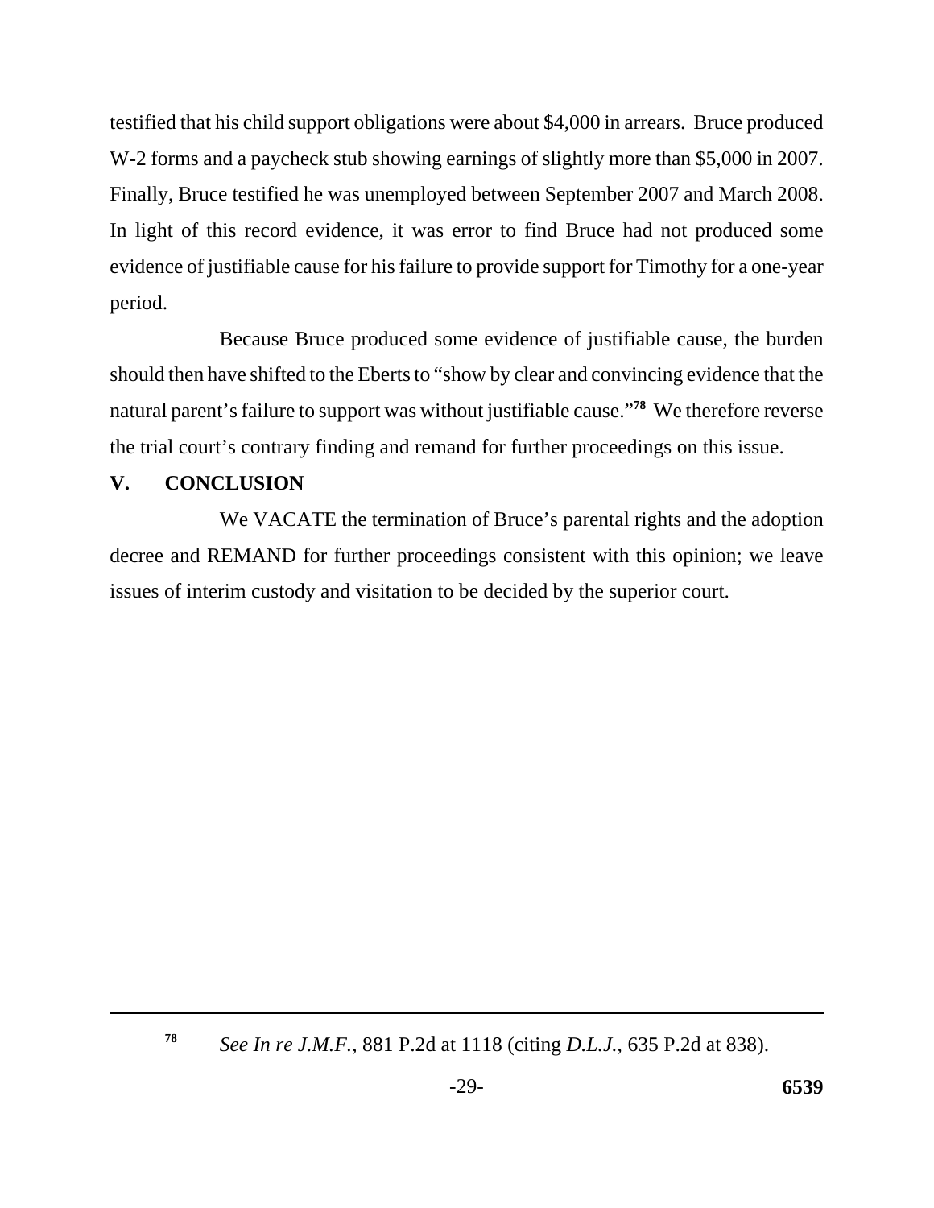testified that his child support obligations were about $4,000 in arrears. Bruce produced W-2 forms and a paycheck stub showing earnings of slightly more than $5,000 in 2007. Finally, Bruce testified he was unemployed between September 2007 and March 2008. In light of this record evidence, it was error to find Bruce had not produced some evidence of justifiable cause for his failure to provide support for Timothy for a one-year period.

Because Bruce produced some evidence of justifiable cause, the burden should then have shifted to the Eberts to "show by clear and convincing evidence that the natural parent's failure to support was without justifiable cause."[78] We therefore reverse the trial court's contrary finding and remand for further proceedings on this issue.

## V. CONCLUSION

We VACATE the termination of Bruce's parental rights and the adoption decree and REMAND for further proceedings consistent with this opinion; we leave issues of interim custody and visitation to be decided by the superior court.

---

[78] *See In re J.M.F.*, 881 P.2d at 1118 (citing *D.L.J.*, 635 P.2d at 838).